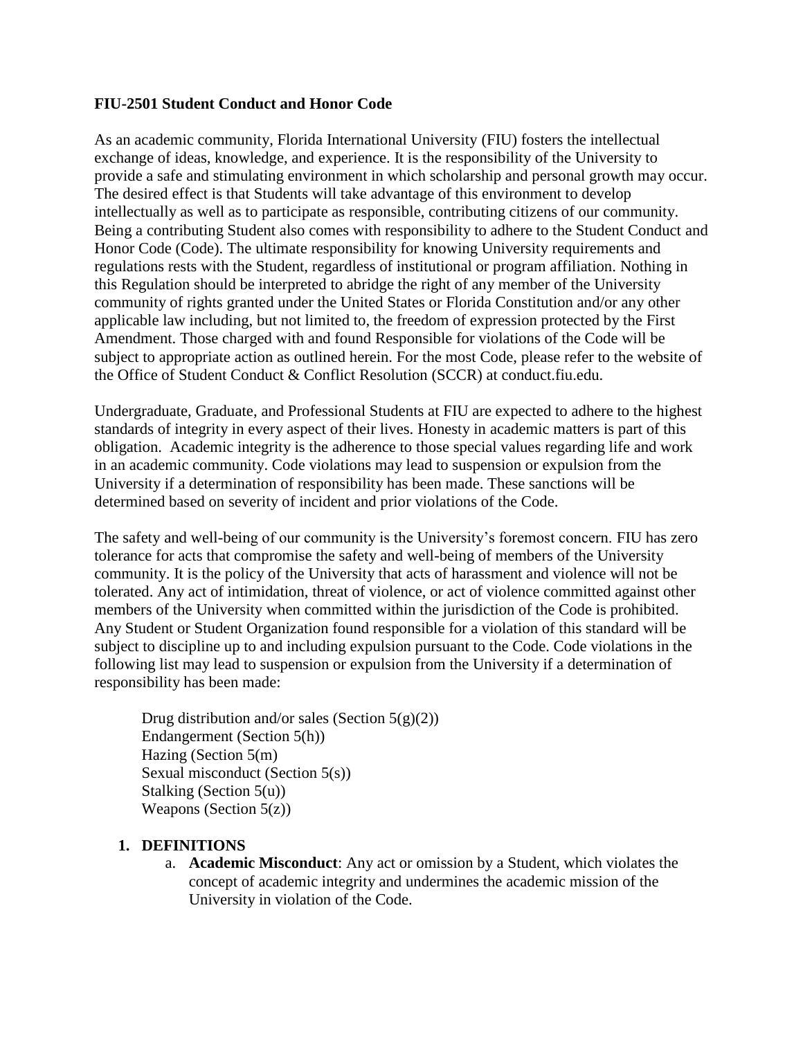**FIU-2501 Student Conduct and Honor Code**

As an academic community, Florida International University (FIU) fosters the intellectual exchange of ideas, knowledge, and experience. It is the responsibility of the University to provide a safe and stimulating environment in which scholarship and personal growth may occur. The desired effect is that Students will take advantage of this environment to develop intellectually as well as to participate as responsible, contributing citizens of our community. Being a contributing Student also comes with responsibility to adhere to the Student Conduct and Honor Code (Code). The ultimate responsibility for knowing University requirements and regulations rests with the Student, regardless of institutional or program affiliation. Nothing in this Regulation should be interpreted to abridge the right of any member of the University community of rights granted under the United States or Florida Constitution and/or any other applicable law including, but not limited to, the freedom of expression protected by the First Amendment. Those charged with and found Responsible for violations of the Code will be subject to appropriate action as outlined herein. For the most Code, please refer to the website of the Office of Student Conduct & Conflict Resolution (SCCR) at conduct.fiu.edu.

Undergraduate, Graduate, and Professional Students at FIU are expected to adhere to the highest standards of integrity in every aspect of their lives. Honesty in academic matters is part of this obligation. Academic integrity is the adherence to those special values regarding life and work in an academic community. Code violations may lead to suspension or expulsion from the University if a determination of responsibility has been made. These sanctions will be determined based on severity of incident and prior violations of the Code.

The safety and well-being of our community is the University's foremost concern. FIU has zero tolerance for acts that compromise the safety and well-being of members of the University community. It is the policy of the University that acts of harassment and violence will not be tolerated. Any act of intimidation, threat of violence, or act of violence committed against other members of the University when committed within the jurisdiction of the Code is prohibited. Any Student or Student Organization found responsible for a violation of this standard will be subject to discipline up to and including expulsion pursuant to the Code. Code violations in the following list may lead to suspension or expulsion from the University if a determination of responsibility has been made:

Drug distribution and/or sales (Section 5(g)(2))
Endangerment (Section 5(h))
Hazing (Section 5(m)
Sexual misconduct (Section 5(s))
Stalking (Section 5(u))
Weapons (Section 5(z))

1. **DEFINITIONS**
    a. **Academic Misconduct**: Any act or omission by a Student, which violates the concept of academic integrity and undermines the academic mission of the University in violation of the Code.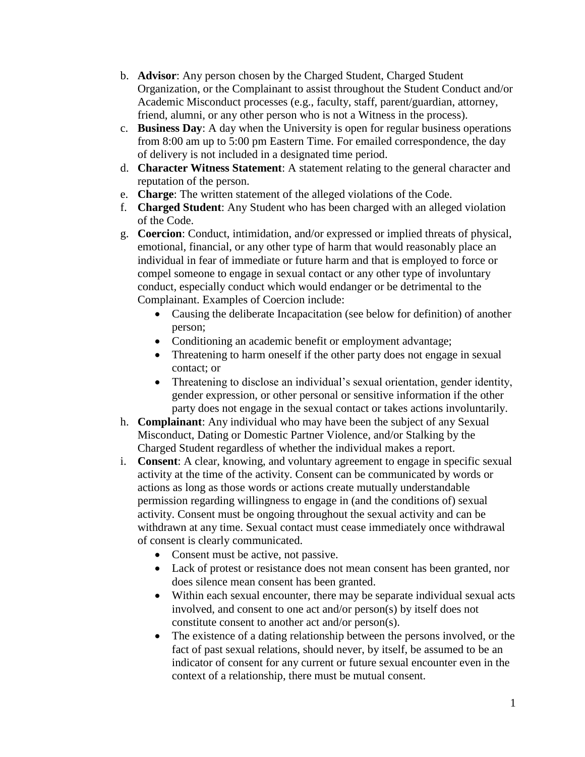b. **Advisor**: Any person chosen by the Charged Student, Charged Student Organization, or the Complainant to assist throughout the Student Conduct and/or Academic Misconduct processes (e.g., faculty, staff, parent/guardian, attorney, friend, alumni, or any other person who is not a Witness in the process).

c. **Business Day**: A day when the University is open for regular business operations from 8:00 am up to 5:00 pm Eastern Time. For emailed correspondence, the day of delivery is not included in a designated time period.

d. **Character Witness Statement**: A statement relating to the general character and reputation of the person.

e. **Charge**: The written statement of the alleged violations of the Code.

f. **Charged Student**: Any Student who has been charged with an alleged violation of the Code.

g. **Coercion**: Conduct, intimidation, and/or expressed or implied threats of physical, emotional, financial, or any other type of harm that would reasonably place an individual in fear of immediate or future harm and that is employed to force or compel someone to engage in sexual contact or any other type of involuntary conduct, especially conduct which would endanger or be detrimental to the Complainant. Examples of Coercion include:
   - Causing the deliberate Incapacitation (see below for definition) of another person;
   - Conditioning an academic benefit or employment advantage;
   - Threatening to harm oneself if the other party does not engage in sexual contact; or
   - Threatening to disclose an individual's sexual orientation, gender identity, gender expression, or other personal or sensitive information if the other party does not engage in the sexual contact or takes actions involuntarily.

h. **Complainant**: Any individual who may have been the subject of any Sexual Misconduct, Dating or Domestic Partner Violence, and/or Stalking by the Charged Student regardless of whether the individual makes a report.

i. **Consent**: A clear, knowing, and voluntary agreement to engage in specific sexual activity at the time of the activity. Consent can be communicated by words or actions as long as those words or actions create mutually understandable permission regarding willingness to engage in (and the conditions of) sexual activity. Consent must be ongoing throughout the sexual activity and can be withdrawn at any time. Sexual contact must cease immediately once withdrawal of consent is clearly communicated.
   - Consent must be active, not passive.
   - Lack of protest or resistance does not mean consent has been granted, nor does silence mean consent has been granted.
   - Within each sexual encounter, there may be separate individual sexual acts involved, and consent to one act and/or person(s) by itself does not constitute consent to another act and/or person(s).
   - The existence of a dating relationship between the persons involved, or the fact of past sexual relations, should never, by itself, be assumed to be an indicator of consent for any current or future sexual encounter even in the context of a relationship, there must be mutual consent.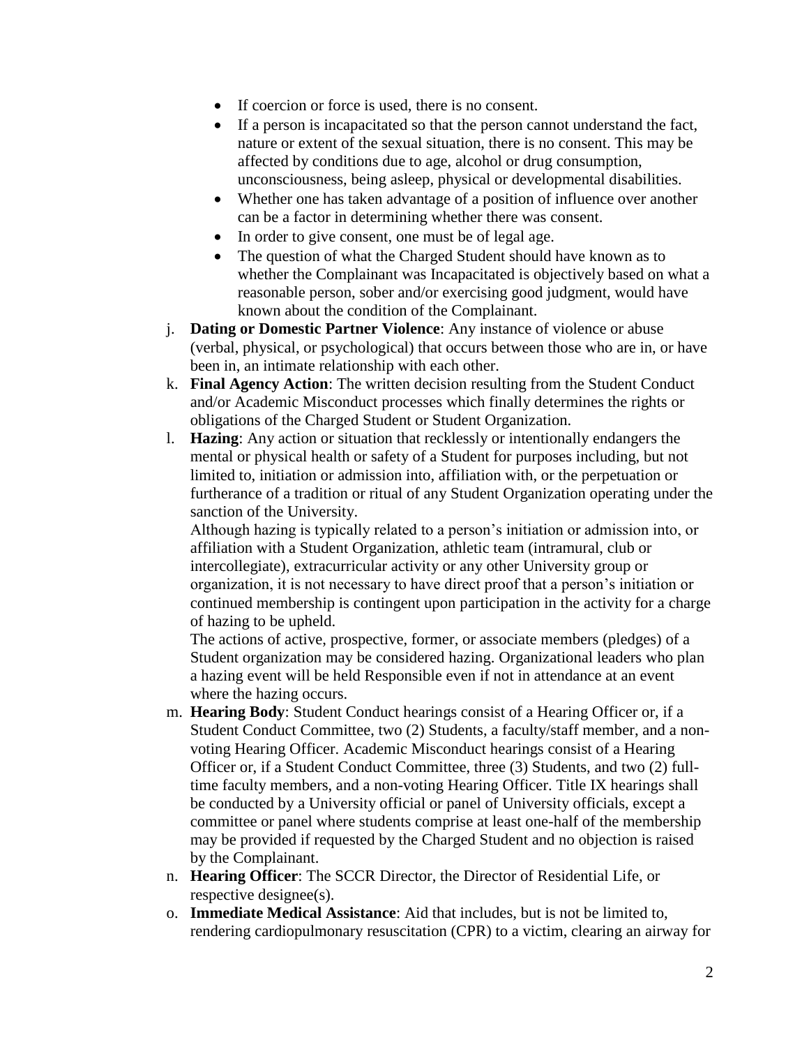- If coercion or force is used, there is no consent.
- If a person is incapacitated so that the person cannot understand the fact, nature or extent of the sexual situation, there is no consent. This may be affected by conditions due to age, alcohol or drug consumption, unconsciousness, being asleep, physical or developmental disabilities.
- Whether one has taken advantage of a position of influence over another can be a factor in determining whether there was consent.
- In order to give consent, one must be of legal age.
- The question of what the Charged Student should have known as to whether the Complainant was Incapacitated is objectively based on what a reasonable person, sober and/or exercising good judgment, would have known about the condition of the Complainant.

j. **Dating or Domestic Partner Violence**: Any instance of violence or abuse (verbal, physical, or psychological) that occurs between those who are in, or have been in, an intimate relationship with each other.

k. **Final Agency Action**: The written decision resulting from the Student Conduct and/or Academic Misconduct processes which finally determines the rights or obligations of the Charged Student or Student Organization.

l. **Hazing**: Any action or situation that recklessly or intentionally endangers the mental or physical health or safety of a Student for purposes including, but not limited to, initiation or admission into, affiliation with, or the perpetuation or furtherance of a tradition or ritual of any Student Organization operating under the sanction of the University.
Although hazing is typically related to a person's initiation or admission into, or affiliation with a Student Organization, athletic team (intramural, club or intercollegiate), extracurricular activity or any other University group or organization, it is not necessary to have direct proof that a person's initiation or continued membership is contingent upon participation in the activity for a charge of hazing to be upheld.
The actions of active, prospective, former, or associate members (pledges) of a Student organization may be considered hazing. Organizational leaders who plan a hazing event will be held Responsible even if not in attendance at an event where the hazing occurs.

m. **Hearing Body**: Student Conduct hearings consist of a Hearing Officer or, if a Student Conduct Committee, two (2) Students, a faculty/staff member, and a non-voting Hearing Officer. Academic Misconduct hearings consist of a Hearing Officer or, if a Student Conduct Committee, three (3) Students, and two (2) full-time faculty members, and a non-voting Hearing Officer. Title IX hearings shall be conducted by a University official or panel of University officials, except a committee or panel where students comprise at least one-half of the membership may be provided if requested by the Charged Student and no objection is raised by the Complainant.

n. **Hearing Officer**: The SCCR Director, the Director of Residential Life, or respective designee(s).

o. **Immediate Medical Assistance**: Aid that includes, but is not be limited to, rendering cardiopulmonary resuscitation (CPR) to a victim, clearing an airway for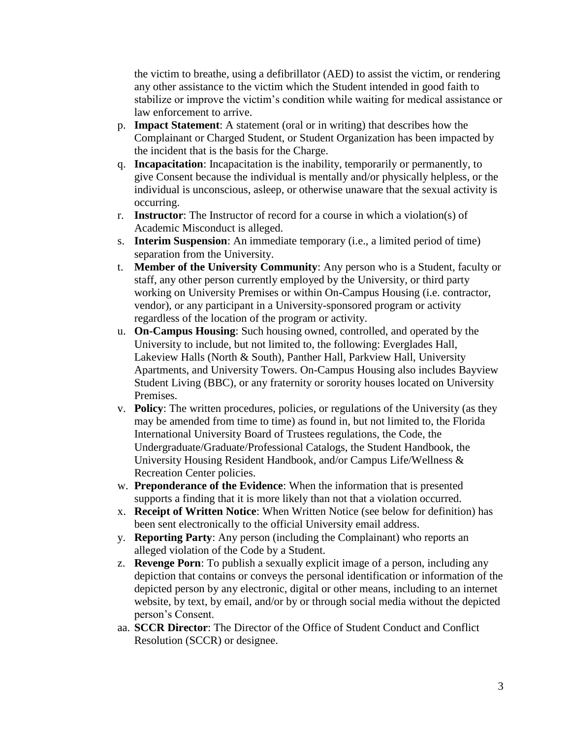the victim to breathe, using a defibrillator (AED) to assist the victim, or rendering any other assistance to the victim which the Student intended in good faith to stabilize or improve the victim's condition while waiting for medical assistance or law enforcement to arrive.

p. **Impact Statement**: A statement (oral or in writing) that describes how the Complainant or Charged Student, or Student Organization has been impacted by the incident that is the basis for the Charge.
q. **Incapacitation**: Incapacitation is the inability, temporarily or permanently, to give Consent because the individual is mentally and/or physically helpless, or the individual is unconscious, asleep, or otherwise unaware that the sexual activity is occurring.
r. **Instructor**: The Instructor of record for a course in which a violation(s) of Academic Misconduct is alleged.
s. **Interim Suspension**: An immediate temporary (i.e., a limited period of time) separation from the University.
t. **Member of the University Community**: Any person who is a Student, faculty or staff, any other person currently employed by the University, or third party working on University Premises or within On-Campus Housing (i.e. contractor, vendor), or any participant in a University-sponsored program or activity regardless of the location of the program or activity.
u. **On-Campus Housing**: Such housing owned, controlled, and operated by the University to include, but not limited to, the following: Everglades Hall, Lakeview Halls (North & South), Panther Hall, Parkview Hall, University Apartments, and University Towers. On-Campus Housing also includes Bayview Student Living (BBC), or any fraternity or sorority houses located on University Premises.
v. **Policy**: The written procedures, policies, or regulations of the University (as they may be amended from time to time) as found in, but not limited to, the Florida International University Board of Trustees regulations, the Code, the Undergraduate/Graduate/Professional Catalogs, the Student Handbook, the University Housing Resident Handbook, and/or Campus Life/Wellness & Recreation Center policies.
w. **Preponderance of the Evidence**: When the information that is presented supports a finding that it is more likely than not that a violation occurred.
x. **Receipt of Written Notice**: When Written Notice (see below for definition) has been sent electronically to the official University email address.
y. **Reporting Party**: Any person (including the Complainant) who reports an alleged violation of the Code by a Student.
z. **Revenge Porn**: To publish a sexually explicit image of a person, including any depiction that contains or conveys the personal identification or information of the depicted person by any electronic, digital or other means, including to an internet website, by text, by email, and/or by or through social media without the depicted person's Consent.

aa. **SCCR Director**: The Director of the Office of Student Conduct and Conflict Resolution (SCCR) or designee.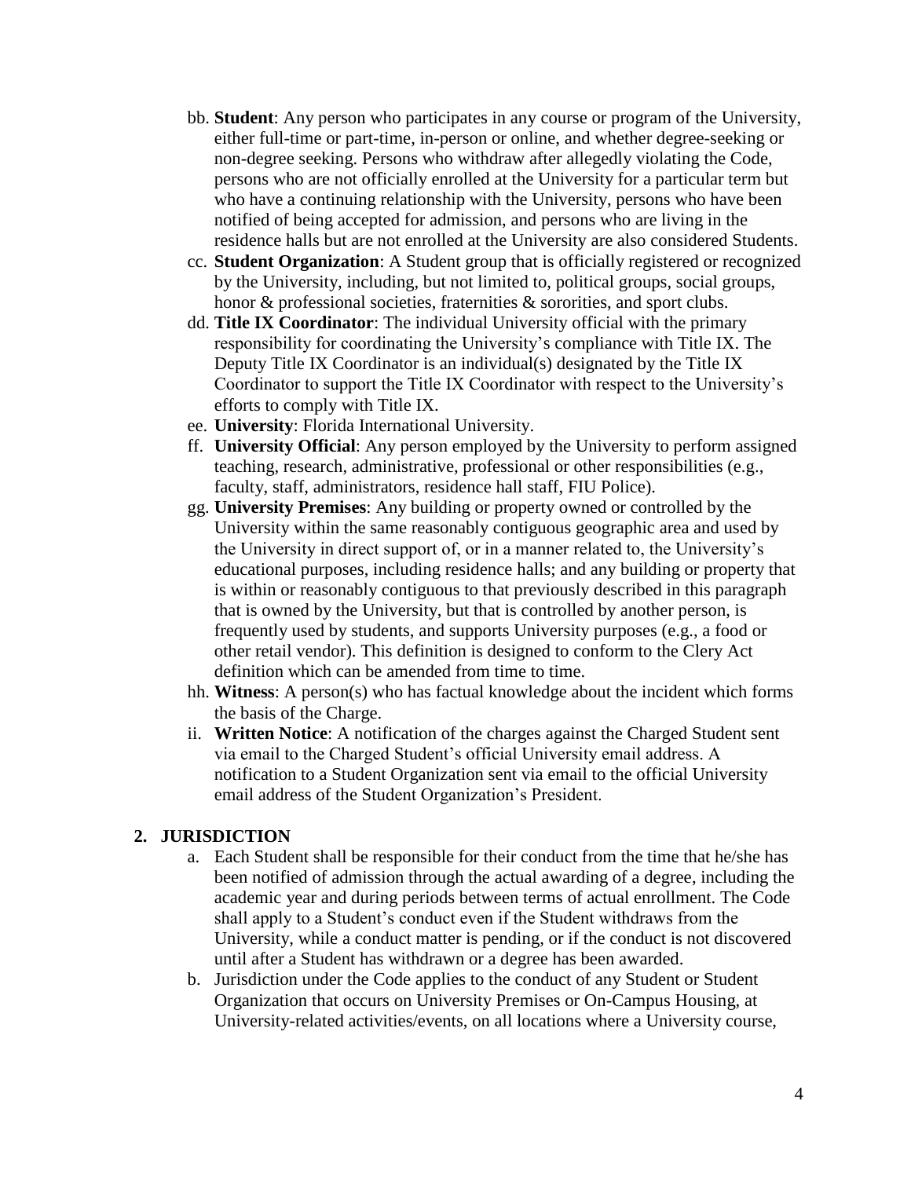bb. **Student**: Any person who participates in any course or program of the University, either full-time or part-time, in-person or online, and whether degree-seeking or non-degree seeking. Persons who withdraw after allegedly violating the Code, persons who are not officially enrolled at the University for a particular term but who have a continuing relationship with the University, persons who have been notified of being accepted for admission, and persons who are living in the residence halls but are not enrolled at the University are also considered Students.

cc. **Student Organization**: A Student group that is officially registered or recognized by the University, including, but not limited to, political groups, social groups, honor & professional societies, fraternities & sororities, and sport clubs.

dd. **Title IX Coordinator**: The individual University official with the primary responsibility for coordinating the University's compliance with Title IX. The Deputy Title IX Coordinator is an individual(s) designated by the Title IX Coordinator to support the Title IX Coordinator with respect to the University's efforts to comply with Title IX.

ee. **University**: Florida International University.

ff. **University Official**: Any person employed by the University to perform assigned teaching, research, administrative, professional or other responsibilities (e.g., faculty, staff, administrators, residence hall staff, FIU Police).

gg. **University Premises**: Any building or property owned or controlled by the University within the same reasonably contiguous geographic area and used by the University in direct support of, or in a manner related to, the University's educational purposes, including residence halls; and any building or property that is within or reasonably contiguous to that previously described in this paragraph that is owned by the University, but that is controlled by another person, is frequently used by students, and supports University purposes (e.g., a food or other retail vendor). This definition is designed to conform to the Clery Act definition which can be amended from time to time.

hh. **Witness**: A person(s) who has factual knowledge about the incident which forms the basis of the Charge.

ii. **Written Notice**: A notification of the charges against the Charged Student sent via email to the Charged Student's official University email address. A notification to a Student Organization sent via email to the official University email address of the Student Organization's President.

## 2. JURISDICTION

a. Each Student shall be responsible for their conduct from the time that he/she has been notified of admission through the actual awarding of a degree, including the academic year and during periods between terms of actual enrollment. The Code shall apply to a Student's conduct even if the Student withdraws from the University, while a conduct matter is pending, or if the conduct is not discovered until after a Student has withdrawn or a degree has been awarded.

b. Jurisdiction under the Code applies to the conduct of any Student or Student Organization that occurs on University Premises or On-Campus Housing, at University-related activities/events, on all locations where a University course,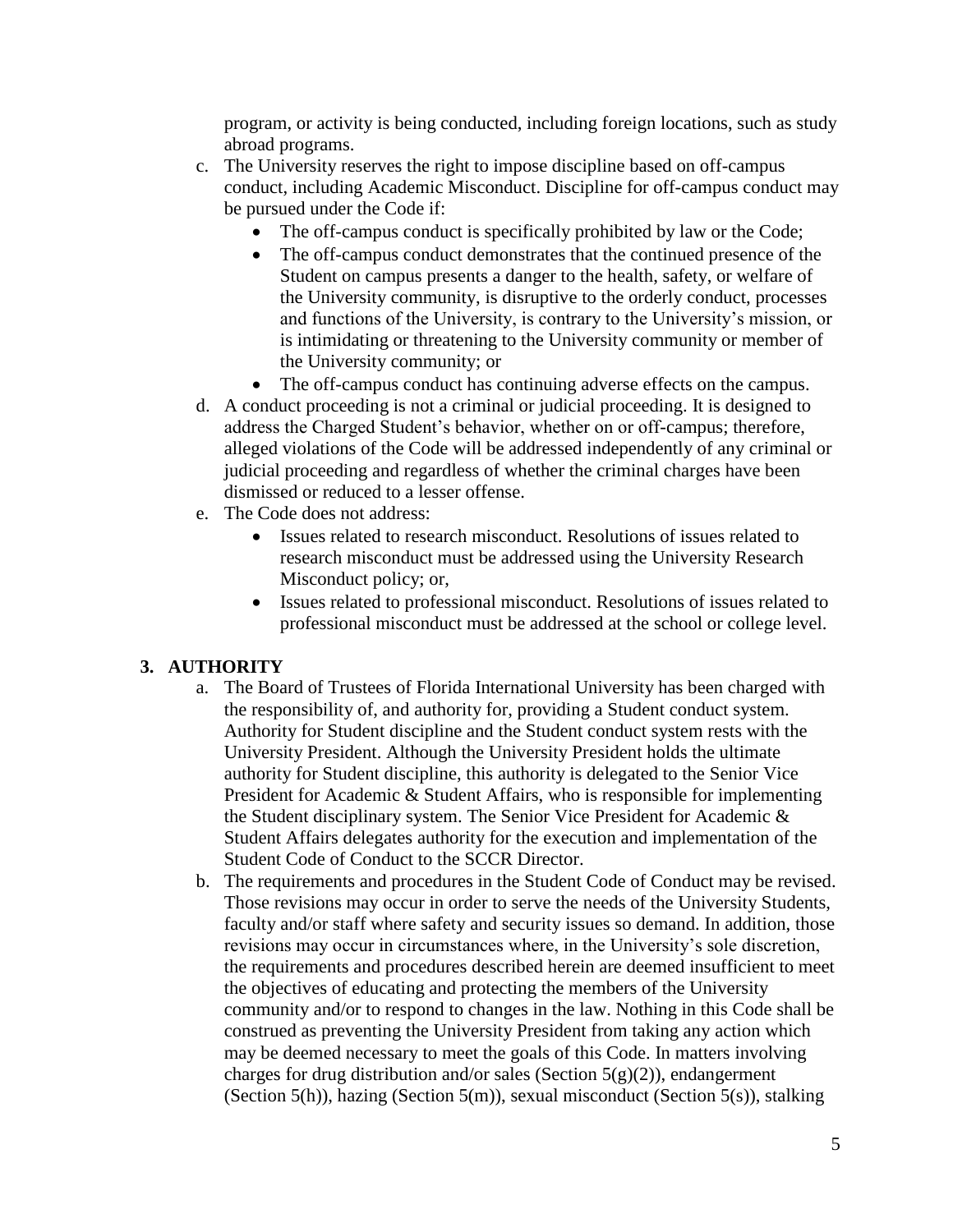program, or activity is being conducted, including foreign locations, such as study abroad programs.

c. The University reserves the right to impose discipline based on off-campus conduct, including Academic Misconduct. Discipline for off-campus conduct may be pursued under the Code if:
   - The off-campus conduct is specifically prohibited by law or the Code;
   - The off-campus conduct demonstrates that the continued presence of the Student on campus presents a danger to the health, safety, or welfare of the University community, is disruptive to the orderly conduct, processes and functions of the University, is contrary to the University's mission, or is intimidating or threatening to the University community or member of the University community; or
   - The off-campus conduct has continuing adverse effects on the campus.

d. A conduct proceeding is not a criminal or judicial proceeding. It is designed to address the Charged Student's behavior, whether on or off-campus; therefore, alleged violations of the Code will be addressed independently of any criminal or judicial proceeding and regardless of whether the criminal charges have been dismissed or reduced to a lesser offense.

e. The Code does not address:
   - Issues related to research misconduct. Resolutions of issues related to research misconduct must be addressed using the University Research Misconduct policy; or,
   - Issues related to professional misconduct. Resolutions of issues related to professional misconduct must be addressed at the school or college level.

## 3. AUTHORITY

a. The Board of Trustees of Florida International University has been charged with the responsibility of, and authority for, providing a Student conduct system. Authority for Student discipline and the Student conduct system rests with the University President. Although the University President holds the ultimate authority for Student discipline, this authority is delegated to the Senior Vice President for Academic & Student Affairs, who is responsible for implementing the Student disciplinary system. The Senior Vice President for Academic & Student Affairs delegates authority for the execution and implementation of the Student Code of Conduct to the SCCR Director.

b. The requirements and procedures in the Student Code of Conduct may be revised. Those revisions may occur in order to serve the needs of the University Students, faculty and/or staff where safety and security issues so demand. In addition, those revisions may occur in circumstances where, in the University's sole discretion, the requirements and procedures described herein are deemed insufficient to meet the objectives of educating and protecting the members of the University community and/or to respond to changes in the law. Nothing in this Code shall be construed as preventing the University President from taking any action which may be deemed necessary to meet the goals of this Code. In matters involving charges for drug distribution and/or sales (Section 5(g)(2)), endangerment (Section 5(h)), hazing (Section 5(m)), sexual misconduct (Section 5(s)), stalking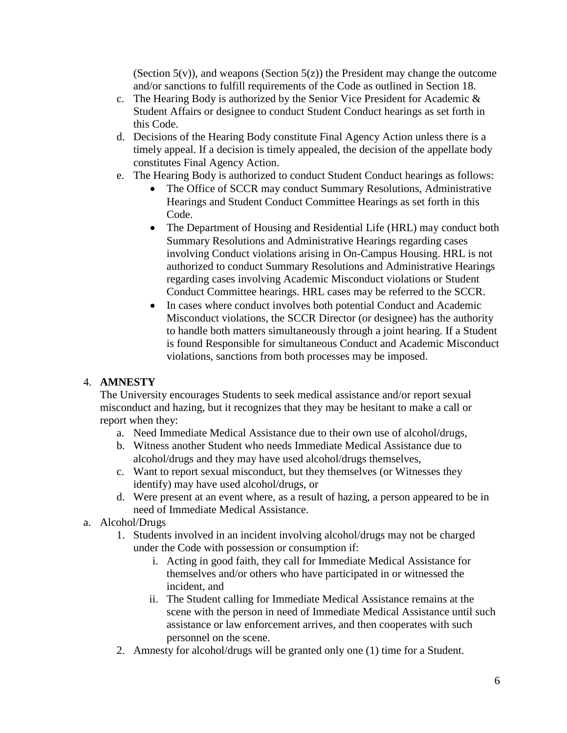(Section 5(v)), and weapons (Section 5(z)) the President may change the outcome and/or sanctions to fulfill requirements of the Code as outlined in Section 18.

c. The Hearing Body is authorized by the Senior Vice President for Academic & Student Affairs or designee to conduct Student Conduct hearings as set forth in this Code.
d. Decisions of the Hearing Body constitute Final Agency Action unless there is a timely appeal. If a decision is timely appealed, the decision of the appellate body constitutes Final Agency Action.
e. The Hearing Body is authorized to conduct Student Conduct hearings as follows:
   - The Office of SCCR may conduct Summary Resolutions, Administrative Hearings and Student Conduct Committee Hearings as set forth in this Code.
   - The Department of Housing and Residential Life (HRL) may conduct both Summary Resolutions and Administrative Hearings regarding cases involving Conduct violations arising in On-Campus Housing. HRL is not authorized to conduct Summary Resolutions and Administrative Hearings regarding cases involving Academic Misconduct violations or Student Conduct Committee hearings. HRL cases may be referred to the SCCR.
   - In cases where conduct involves both potential Conduct and Academic Misconduct violations, the SCCR Director (or designee) has the authority to handle both matters simultaneously through a joint hearing. If a Student is found Responsible for simultaneous Conduct and Academic Misconduct violations, sanctions from both processes may be imposed.

4. **AMNESTY**

The University encourages Students to seek medical assistance and/or report sexual misconduct and hazing, but it recognizes that they may be hesitant to make a call or report when they:

a. Need Immediate Medical Assistance due to their own use of alcohol/drugs,
b. Witness another Student who needs Immediate Medical Assistance due to alcohol/drugs and they may have used alcohol/drugs themselves,
c. Want to report sexual misconduct, but they themselves (or Witnesses they identify) may have used alcohol/drugs, or
d. Were present at an event where, as a result of hazing, a person appeared to be in need of Immediate Medical Assistance.

a. Alcohol/Drugs
   1. Students involved in an incident involving alcohol/drugs may not be charged under the Code with possession or consumption if:
      i. Acting in good faith, they call for Immediate Medical Assistance for themselves and/or others who have participated in or witnessed the incident, and
      ii. The Student calling for Immediate Medical Assistance remains at the scene with the person in need of Immediate Medical Assistance until such assistance or law enforcement arrives, and then cooperates with such personnel on the scene.
   2. Amnesty for alcohol/drugs will be granted only one (1) time for a Student.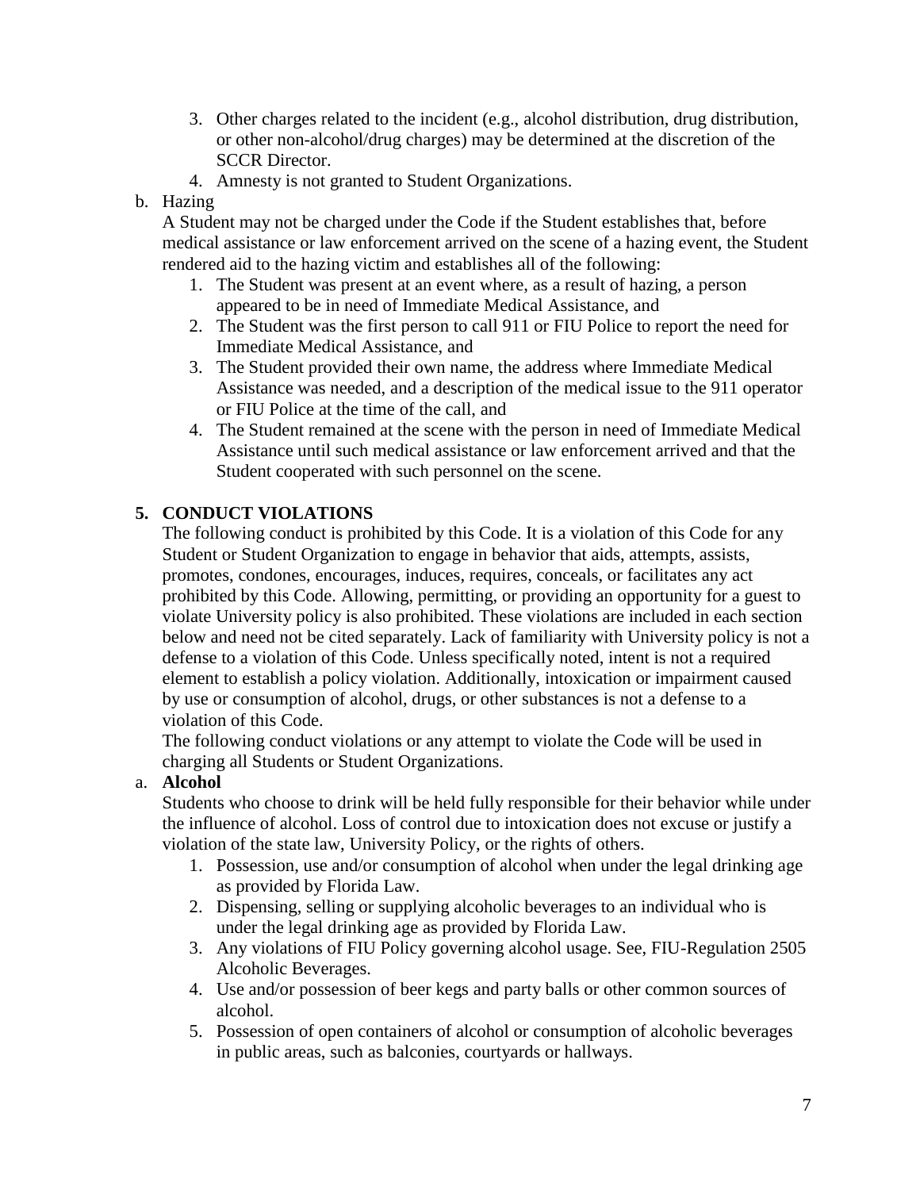3. Other charges related to the incident (e.g., alcohol distribution, drug distribution, or other non-alcohol/drug charges) may be determined at the discretion of the SCCR Director.
4. Amnesty is not granted to Student Organizations.

b. Hazing

A Student may not be charged under the Code if the Student establishes that, before medical assistance or law enforcement arrived on the scene of a hazing event, the Student rendered aid to the hazing victim and establishes all of the following:

1. The Student was present at an event where, as a result of hazing, a person appeared to be in need of Immediate Medical Assistance, and
2. The Student was the first person to call 911 or FIU Police to report the need for Immediate Medical Assistance, and
3. The Student provided their own name, the address where Immediate Medical Assistance was needed, and a description of the medical issue to the 911 operator or FIU Police at the time of the call, and
4. The Student remained at the scene with the person in need of Immediate Medical Assistance until such medical assistance or law enforcement arrived and that the Student cooperated with such personnel on the scene.

## 5. CONDUCT VIOLATIONS

The following conduct is prohibited by this Code. It is a violation of this Code for any Student or Student Organization to engage in behavior that aids, attempts, assists, promotes, condones, encourages, induces, requires, conceals, or facilitates any act prohibited by this Code. Allowing, permitting, or providing an opportunity for a guest to violate University policy is also prohibited. These violations are included in each section below and need not be cited separately. Lack of familiarity with University policy is not a defense to a violation of this Code. Unless specifically noted, intent is not a required element to establish a policy violation. Additionally, intoxication or impairment caused by use or consumption of alcohol, drugs, or other substances is not a defense to a violation of this Code.

The following conduct violations or any attempt to violate the Code will be used in charging all Students or Student Organizations.

a. **Alcohol**

Students who choose to drink will be held fully responsible for their behavior while under the influence of alcohol. Loss of control due to intoxication does not excuse or justify a violation of the state law, University Policy, or the rights of others.

1. Possession, use and/or consumption of alcohol when under the legal drinking age as provided by Florida Law.
2. Dispensing, selling or supplying alcoholic beverages to an individual who is under the legal drinking age as provided by Florida Law.
3. Any violations of FIU Policy governing alcohol usage. See, FIU-Regulation 2505 Alcoholic Beverages.
4. Use and/or possession of beer kegs and party balls or other common sources of alcohol.
5. Possession of open containers of alcohol or consumption of alcoholic beverages in public areas, such as balconies, courtyards or hallways.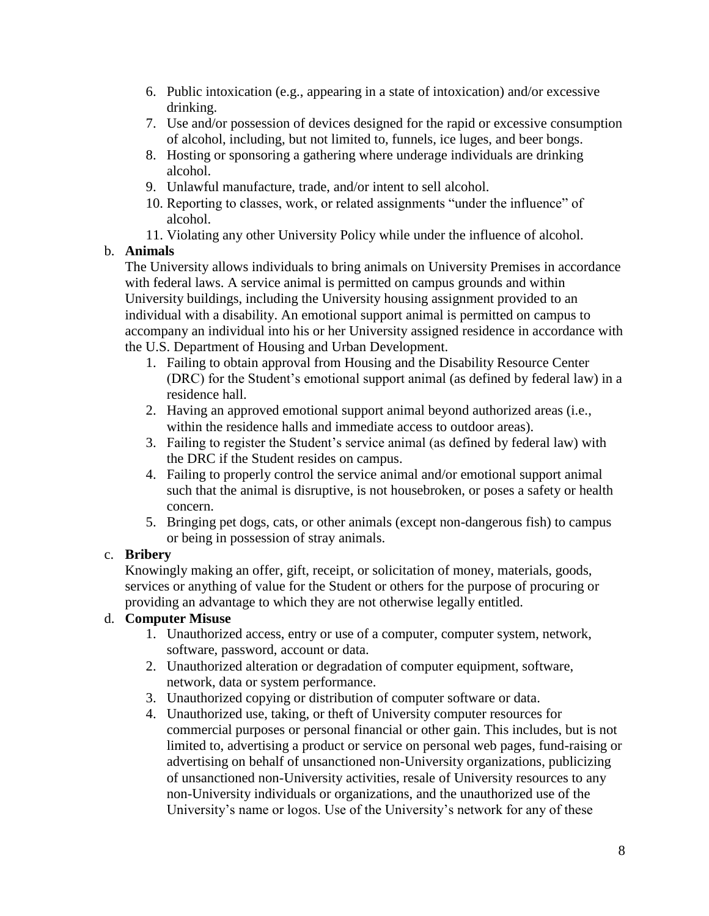6. Public intoxication (e.g., appearing in a state of intoxication) and/or excessive drinking.
7. Use and/or possession of devices designed for the rapid or excessive consumption of alcohol, including, but not limited to, funnels, ice luges, and beer bongs.
8. Hosting or sponsoring a gathering where underage individuals are drinking alcohol.
9. Unlawful manufacture, trade, and/or intent to sell alcohol.
10. Reporting to classes, work, or related assignments "under the influence" of alcohol.
11. Violating any other University Policy while under the influence of alcohol.

b. **Animals**

The University allows individuals to bring animals on University Premises in accordance with federal laws. A service animal is permitted on campus grounds and within University buildings, including the University housing assignment provided to an individual with a disability. An emotional support animal is permitted on campus to accompany an individual into his or her University assigned residence in accordance with the U.S. Department of Housing and Urban Development.

1. Failing to obtain approval from Housing and the Disability Resource Center (DRC) for the Student's emotional support animal (as defined by federal law) in a residence hall.
2. Having an approved emotional support animal beyond authorized areas (i.e., within the residence halls and immediate access to outdoor areas).
3. Failing to register the Student's service animal (as defined by federal law) with the DRC if the Student resides on campus.
4. Failing to properly control the service animal and/or emotional support animal such that the animal is disruptive, is not housebroken, or poses a safety or health concern.
5. Bringing pet dogs, cats, or other animals (except non-dangerous fish) to campus or being in possession of stray animals.

c. **Bribery**

Knowingly making an offer, gift, receipt, or solicitation of money, materials, goods, services or anything of value for the Student or others for the purpose of procuring or providing an advantage to which they are not otherwise legally entitled.

d. **Computer Misuse**

1. Unauthorized access, entry or use of a computer, computer system, network, software, password, account or data.
2. Unauthorized alteration or degradation of computer equipment, software, network, data or system performance.
3. Unauthorized copying or distribution of computer software or data.
4. Unauthorized use, taking, or theft of University computer resources for commercial purposes or personal financial or other gain. This includes, but is not limited to, advertising a product or service on personal web pages, fund-raising or advertising on behalf of unsanctioned non-University organizations, publicizing of unsanctioned non-University activities, resale of University resources to any non-University individuals or organizations, and the unauthorized use of the University's name or logos. Use of the University's network for any of these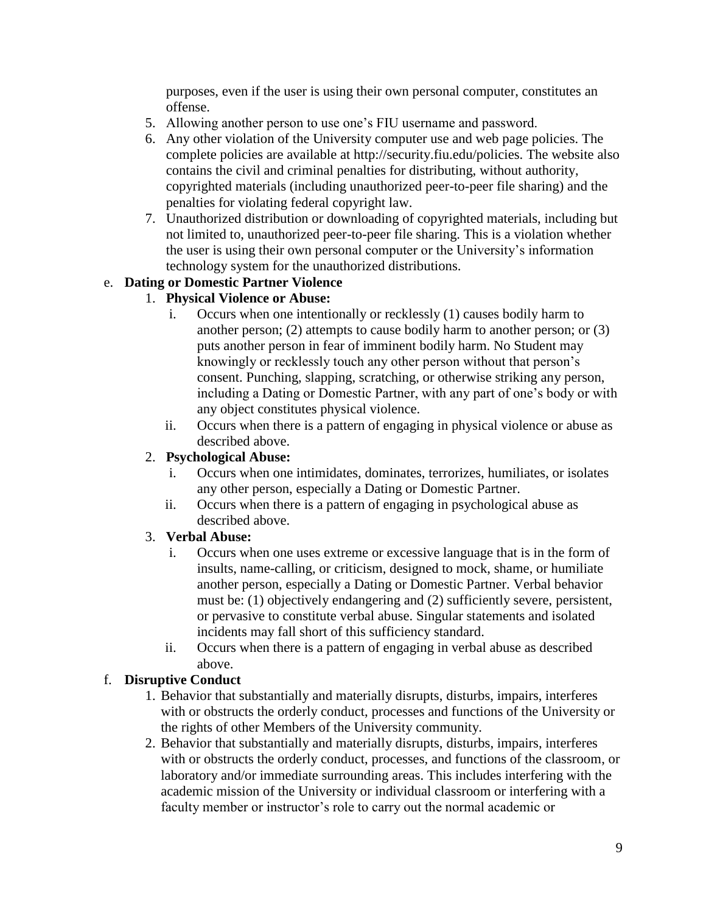purposes, even if the user is using their own personal computer, constitutes an offense.

5. Allowing another person to use one's FIU username and password.
6. Any other violation of the University computer use and web page policies. The complete policies are available at http://security.fiu.edu/policies. The website also contains the civil and criminal penalties for distributing, without authority, copyrighted materials (including unauthorized peer-to-peer file sharing) and the penalties for violating federal copyright law.
7. Unauthorized distribution or downloading of copyrighted materials, including but not limited to, unauthorized peer-to-peer file sharing. This is a violation whether the user is using their own personal computer or the University's information technology system for the unauthorized distributions.

e. **Dating or Domestic Partner Violence**

1. **Physical Violence or Abuse:**
   - i. Occurs when one intentionally or recklessly (1) causes bodily harm to another person; (2) attempts to cause bodily harm to another person; or (3) puts another person in fear of imminent bodily harm. No Student may knowingly or recklessly touch any other person without that person's consent. Punching, slapping, scratching, or otherwise striking any person, including a Dating or Domestic Partner, with any part of one's body or with any object constitutes physical violence.
   - ii. Occurs when there is a pattern of engaging in physical violence or abuse as described above.
2. **Psychological Abuse:**
   - i. Occurs when one intimidates, dominates, terrorizes, humiliates, or isolates any other person, especially a Dating or Domestic Partner.
   - ii. Occurs when there is a pattern of engaging in psychological abuse as described above.
3. **Verbal Abuse:**
   - i. Occurs when one uses extreme or excessive language that is in the form of insults, name-calling, or criticism, designed to mock, shame, or humiliate another person, especially a Dating or Domestic Partner. Verbal behavior must be: (1) objectively endangering and (2) sufficiently severe, persistent, or pervasive to constitute verbal abuse. Singular statements and isolated incidents may fall short of this sufficiency standard.
   - ii. Occurs when there is a pattern of engaging in verbal abuse as described above.

f. **Disruptive Conduct**

1. Behavior that substantially and materially disrupts, disturbs, impairs, interferes with or obstructs the orderly conduct, processes and functions of the University or the rights of other Members of the University community.
2. Behavior that substantially and materially disrupts, disturbs, impairs, interferes with or obstructs the orderly conduct, processes, and functions of the classroom, or laboratory and/or immediate surrounding areas. This includes interfering with the academic mission of the University or individual classroom or interfering with a faculty member or instructor's role to carry out the normal academic or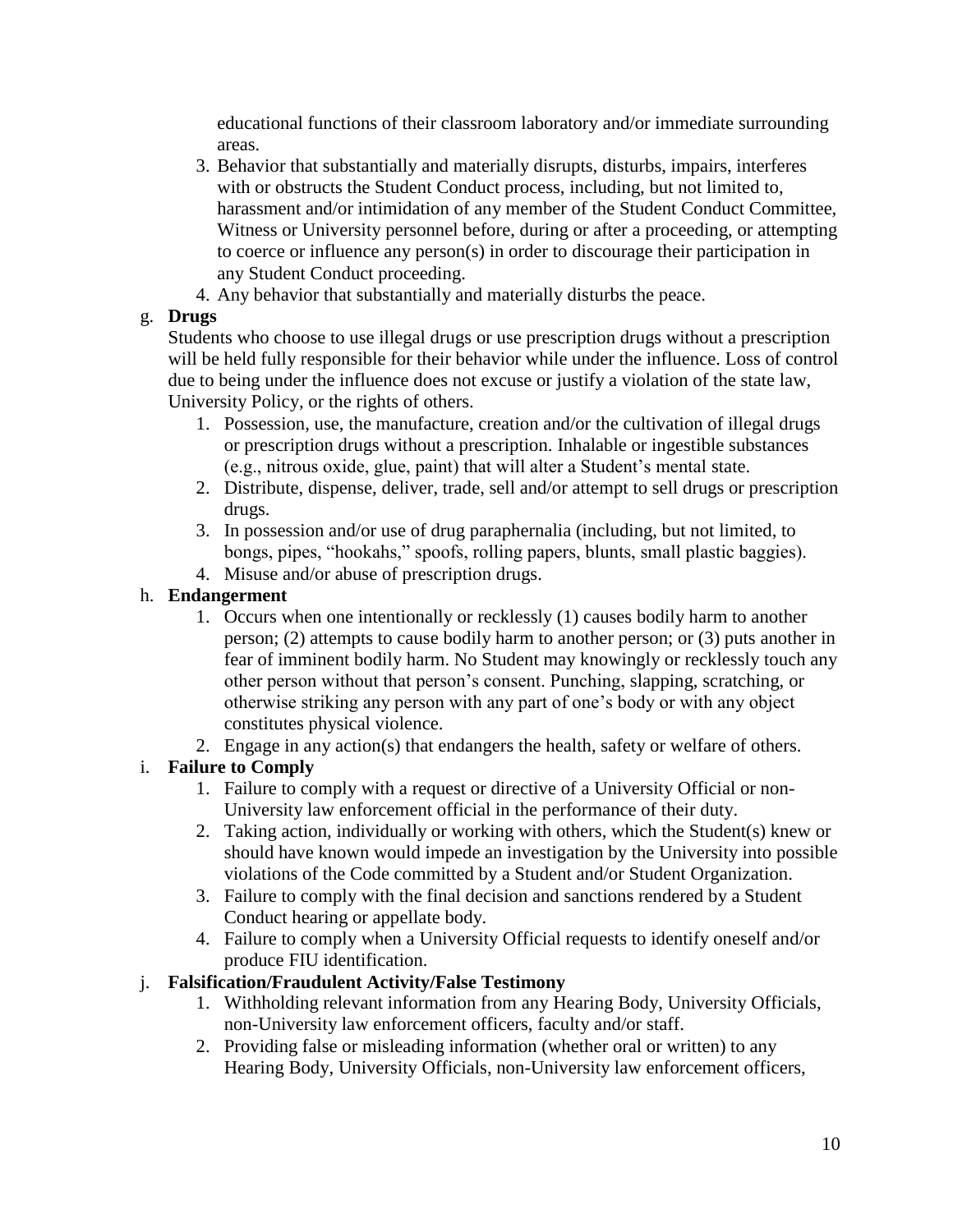educational functions of their classroom laboratory and/or immediate surrounding areas.

3. Behavior that substantially and materially disrupts, disturbs, impairs, interferes with or obstructs the Student Conduct process, including, but not limited to, harassment and/or intimidation of any member of the Student Conduct Committee, Witness or University personnel before, during or after a proceeding, or attempting to coerce or influence any person(s) in order to discourage their participation in any Student Conduct proceeding.
4. Any behavior that substantially and materially disturbs the peace.

g. **Drugs**

Students who choose to use illegal drugs or use prescription drugs without a prescription will be held fully responsible for their behavior while under the influence. Loss of control due to being under the influence does not excuse or justify a violation of the state law, University Policy, or the rights of others.

1. Possession, use, the manufacture, creation and/or the cultivation of illegal drugs or prescription drugs without a prescription. Inhalable or ingestible substances (e.g., nitrous oxide, glue, paint) that will alter a Student's mental state.
2. Distribute, dispense, deliver, trade, sell and/or attempt to sell drugs or prescription drugs.
3. In possession and/or use of drug paraphernalia (including, but not limited, to bongs, pipes, "hookahs," spoofs, rolling papers, blunts, small plastic baggies).
4. Misuse and/or abuse of prescription drugs.

h. **Endangerment**

1. Occurs when one intentionally or recklessly (1) causes bodily harm to another person; (2) attempts to cause bodily harm to another person; or (3) puts another in fear of imminent bodily harm. No Student may knowingly or recklessly touch any other person without that person's consent. Punching, slapping, scratching, or otherwise striking any person with any part of one's body or with any object constitutes physical violence.
2. Engage in any action(s) that endangers the health, safety or welfare of others.

i. **Failure to Comply**

1. Failure to comply with a request or directive of a University Official or non-University law enforcement official in the performance of their duty.
2. Taking action, individually or working with others, which the Student(s) knew or should have known would impede an investigation by the University into possible violations of the Code committed by a Student and/or Student Organization.
3. Failure to comply with the final decision and sanctions rendered by a Student Conduct hearing or appellate body.
4. Failure to comply when a University Official requests to identify oneself and/or produce FIU identification.

j. **Falsification/Fraudulent Activity/False Testimony**

1. Withholding relevant information from any Hearing Body, University Officials, non-University law enforcement officers, faculty and/or staff.
2. Providing false or misleading information (whether oral or written) to any Hearing Body, University Officials, non-University law enforcement officers,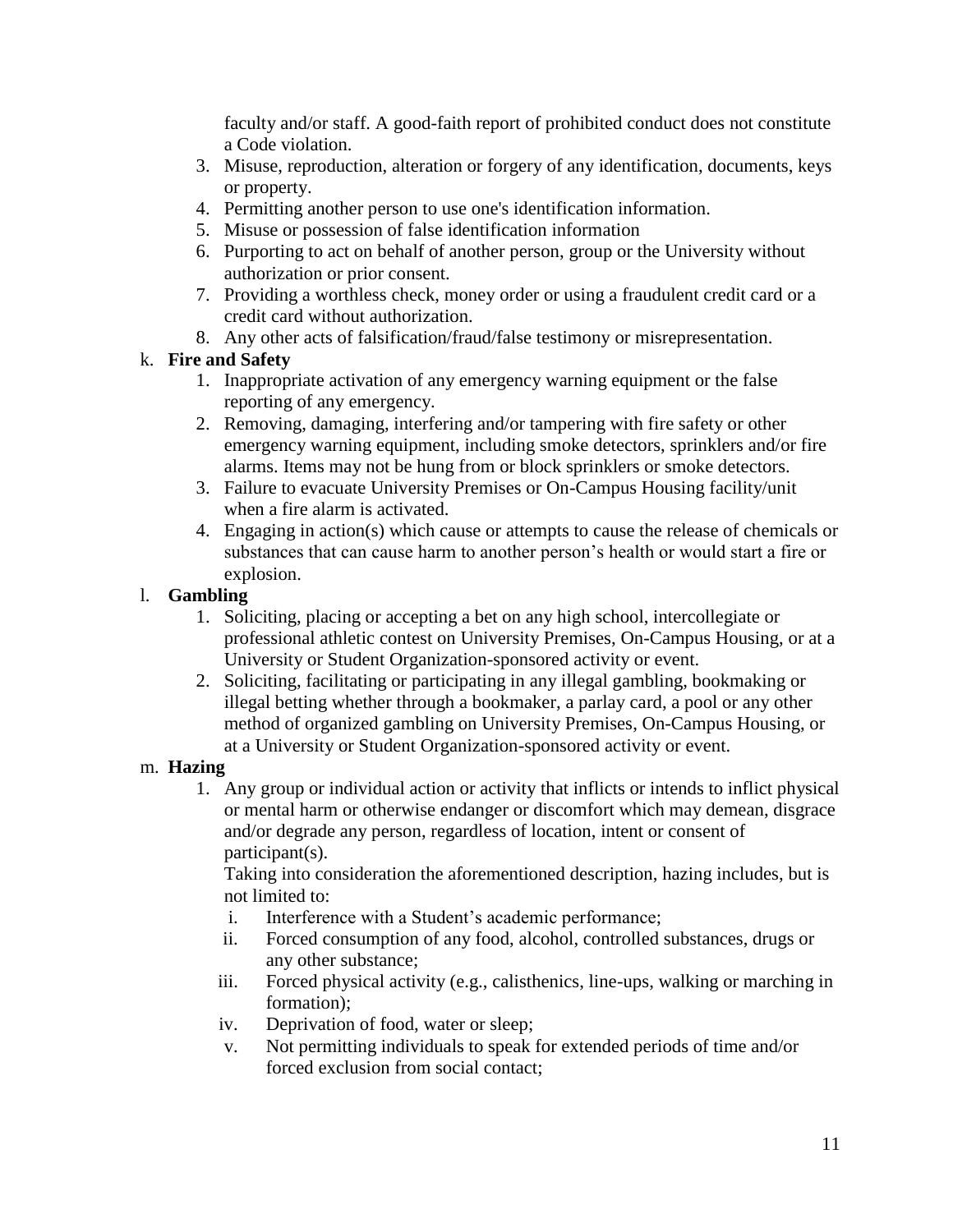faculty and/or staff. A good-faith report of prohibited conduct does not constitute a Code violation.

3. Misuse, reproduction, alteration or forgery of any identification, documents, keys or property.
4. Permitting another person to use one's identification information.
5. Misuse or possession of false identification information
6. Purporting to act on behalf of another person, group or the University without authorization or prior consent.
7. Providing a worthless check, money order or using a fraudulent credit card or a credit card without authorization.
8. Any other acts of falsification/fraud/false testimony or misrepresentation.

k. **Fire and Safety**

1. Inappropriate activation of any emergency warning equipment or the false reporting of any emergency.
2. Removing, damaging, interfering and/or tampering with fire safety or other emergency warning equipment, including smoke detectors, sprinklers and/or fire alarms. Items may not be hung from or block sprinklers or smoke detectors.
3. Failure to evacuate University Premises or On-Campus Housing facility/unit when a fire alarm is activated.
4. Engaging in action(s) which cause or attempts to cause the release of chemicals or substances that can cause harm to another person's health or would start a fire or explosion.

l. **Gambling**

1. Soliciting, placing or accepting a bet on any high school, intercollegiate or professional athletic contest on University Premises, On-Campus Housing, or at a University or Student Organization-sponsored activity or event.
2. Soliciting, facilitating or participating in any illegal gambling, bookmaking or illegal betting whether through a bookmaker, a parlay card, a pool or any other method of organized gambling on University Premises, On-Campus Housing, or at a University or Student Organization-sponsored activity or event.

m. **Hazing**

1. Any group or individual action or activity that inflicts or intends to inflict physical or mental harm or otherwise endanger or discomfort which may demean, disgrace and/or degrade any person, regardless of location, intent or consent of participant(s).

   Taking into consideration the aforementioned description, hazing includes, but is not limited to:

   i. Interference with a Student's academic performance;
   ii. Forced consumption of any food, alcohol, controlled substances, drugs or any other substance;
   iii. Forced physical activity (e.g., calisthenics, line-ups, walking or marching in formation);
   iv. Deprivation of food, water or sleep;
   v. Not permitting individuals to speak for extended periods of time and/or forced exclusion from social contact;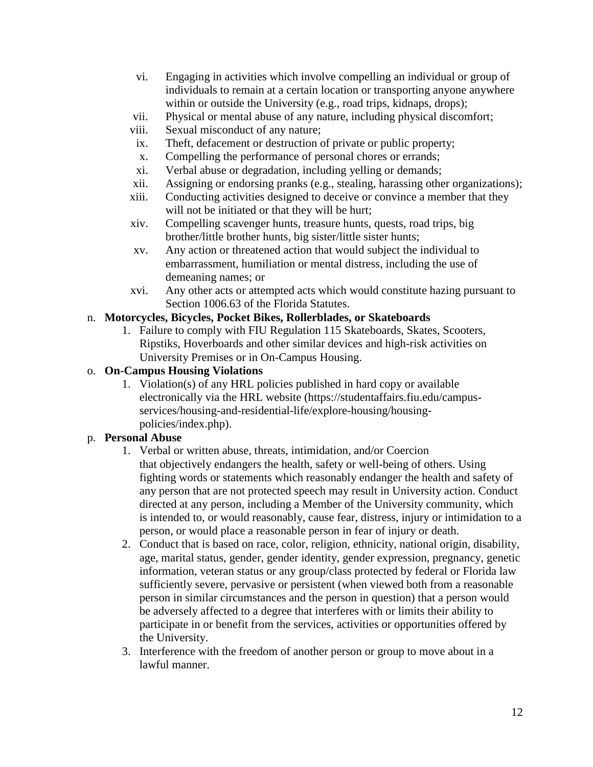vi. Engaging in activities which involve compelling an individual or group of individuals to remain at a certain location or transporting anyone anywhere within or outside the University (e.g., road trips, kidnaps, drops);
vii. Physical or mental abuse of any nature, including physical discomfort;
viii. Sexual misconduct of any nature;
ix. Theft, defacement or destruction of private or public property;
x. Compelling the performance of personal chores or errands;
xi. Verbal abuse or degradation, including yelling or demands;
xii. Assigning or endorsing pranks (e.g., stealing, harassing other organizations);
xiii. Conducting activities designed to deceive or convince a member that they will not be initiated or that they will be hurt;
xiv. Compelling scavenger hunts, treasure hunts, quests, road trips, big brother/little brother hunts, big sister/little sister hunts;
xv. Any action or threatened action that would subject the individual to embarrassment, humiliation or mental distress, including the use of demeaning names; or
xvi. Any other acts or attempted acts which would constitute hazing pursuant to Section 1006.63 of the Florida Statutes.

n. **Motorcycles, Bicycles, Pocket Bikes, Rollerblades, or Skateboards**

1. Failure to comply with FIU Regulation 115 Skateboards, Skates, Scooters, Ripstiks, Hoverboards and other similar devices and high-risk activities on University Premises or in On-Campus Housing.

o. **On-Campus Housing Violations**

1. Violation(s) of any HRL policies published in hard copy or available electronically via the HRL website (https://studentaffairs.fiu.edu/campus-services/housing-and-residential-life/explore-housing/housing-policies/index.php).

p. **Personal Abuse**

1. Verbal or written abuse, threats, intimidation, and/or Coercion that objectively endangers the health, safety or well-being of others. Using fighting words or statements which reasonably endanger the health and safety of any person that are not protected speech may result in University action. Conduct directed at any person, including a Member of the University community, which is intended to, or would reasonably, cause fear, distress, injury or intimidation to a person, or would place a reasonable person in fear of injury or death.
2. Conduct that is based on race, color, religion, ethnicity, national origin, disability, age, marital status, gender, gender identity, gender expression, pregnancy, genetic information, veteran status or any group/class protected by federal or Florida law sufficiently severe, pervasive or persistent (when viewed both from a reasonable person in similar circumstances and the person in question) that a person would be adversely affected to a degree that interferes with or limits their ability to participate in or benefit from the services, activities or opportunities offered by the University.
3. Interference with the freedom of another person or group to move about in a lawful manner.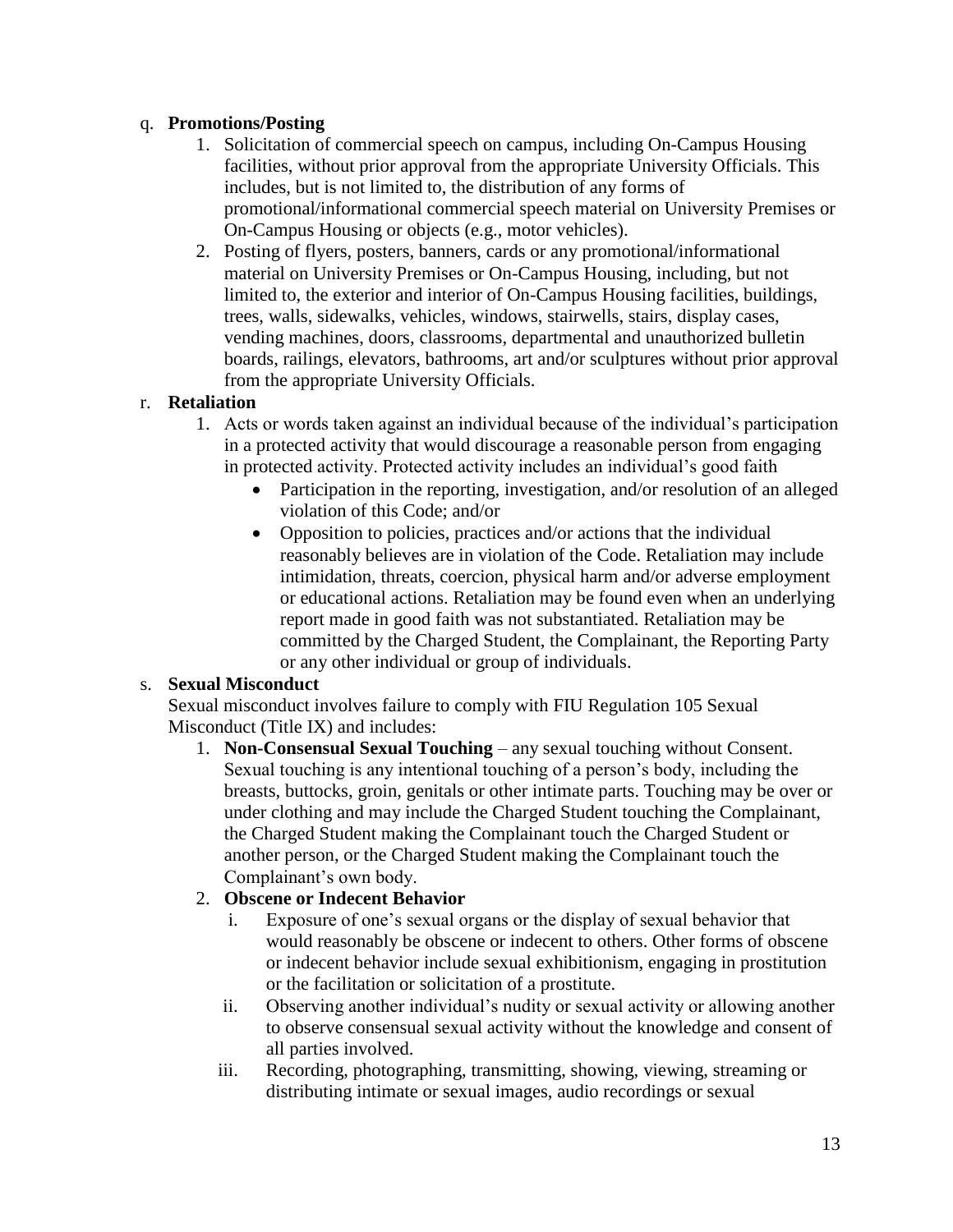q. **Promotions/Posting**

1. Solicitation of commercial speech on campus, including On-Campus Housing facilities, without prior approval from the appropriate University Officials. This includes, but is not limited to, the distribution of any forms of promotional/informational commercial speech material on University Premises or On-Campus Housing or objects (e.g., motor vehicles).
2. Posting of flyers, posters, banners, cards or any promotional/informational material on University Premises or On-Campus Housing, including, but not limited to, the exterior and interior of On-Campus Housing facilities, buildings, trees, walls, sidewalks, vehicles, windows, stairwells, stairs, display cases, vending machines, doors, classrooms, departmental and unauthorized bulletin boards, railings, elevators, bathrooms, art and/or sculptures without prior approval from the appropriate University Officials.

r. **Retaliation**

1. Acts or words taken against an individual because of the individual's participation in a protected activity that would discourage a reasonable person from engaging in protected activity. Protected activity includes an individual's good faith
   - Participation in the reporting, investigation, and/or resolution of an alleged violation of this Code; and/or
   - Opposition to policies, practices and/or actions that the individual reasonably believes are in violation of the Code. Retaliation may include intimidation, threats, coercion, physical harm and/or adverse employment or educational actions. Retaliation may be found even when an underlying report made in good faith was not substantiated. Retaliation may be committed by the Charged Student, the Complainant, the Reporting Party or any other individual or group of individuals.

s. **Sexual Misconduct**

Sexual misconduct involves failure to comply with FIU Regulation 105 Sexual Misconduct (Title IX) and includes:

1. **Non-Consensual Sexual Touching** – any sexual touching without Consent. Sexual touching is any intentional touching of a person's body, including the breasts, buttocks, groin, genitals or other intimate parts. Touching may be over or under clothing and may include the Charged Student touching the Complainant, the Charged Student making the Complainant touch the Charged Student or another person, or the Charged Student making the Complainant touch the Complainant's own body.
2. **Obscene or Indecent Behavior**
   i. Exposure of one's sexual organs or the display of sexual behavior that would reasonably be obscene or indecent to others. Other forms of obscene or indecent behavior include sexual exhibitionism, engaging in prostitution or the facilitation or solicitation of a prostitute.
   ii. Observing another individual's nudity or sexual activity or allowing another to observe consensual sexual activity without the knowledge and consent of all parties involved.
   iii. Recording, photographing, transmitting, showing, viewing, streaming or distributing intimate or sexual images, audio recordings or sexual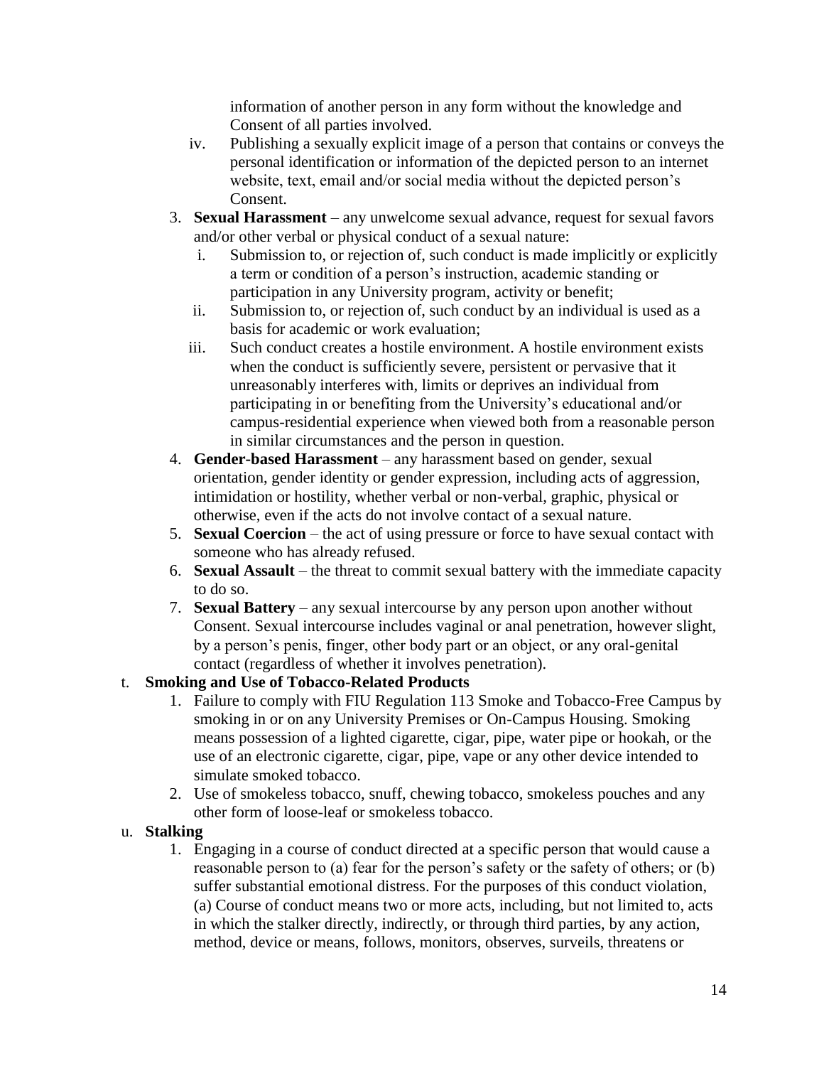information of another person in any form without the knowledge and Consent of all parties involved.

iv. Publishing a sexually explicit image of a person that contains or conveys the personal identification or information of the depicted person to an internet website, text, email and/or social media without the depicted person's Consent.

3. **Sexual Harassment** – any unwelcome sexual advance, request for sexual favors and/or other verbal or physical conduct of a sexual nature:
   i. Submission to, or rejection of, such conduct is made implicitly or explicitly a term or condition of a person's instruction, academic standing or participation in any University program, activity or benefit;
   ii. Submission to, or rejection of, such conduct by an individual is used as a basis for academic or work evaluation;
   iii. Such conduct creates a hostile environment. A hostile environment exists when the conduct is sufficiently severe, persistent or pervasive that it unreasonably interferes with, limits or deprives an individual from participating in or benefiting from the University's educational and/or campus-residential experience when viewed both from a reasonable person in similar circumstances and the person in question.
4. **Gender-based Harassment** – any harassment based on gender, sexual orientation, gender identity or gender expression, including acts of aggression, intimidation or hostility, whether verbal or non-verbal, graphic, physical or otherwise, even if the acts do not involve contact of a sexual nature.
5. **Sexual Coercion** – the act of using pressure or force to have sexual contact with someone who has already refused.
6. **Sexual Assault** – the threat to commit sexual battery with the immediate capacity to do so.
7. **Sexual Battery** – any sexual intercourse by any person upon another without Consent. Sexual intercourse includes vaginal or anal penetration, however slight, by a person's penis, finger, other body part or an object, or any oral-genital contact (regardless of whether it involves penetration).

t. **Smoking and Use of Tobacco-Related Products**
   1. Failure to comply with FIU Regulation 113 Smoke and Tobacco-Free Campus by smoking in or on any University Premises or On-Campus Housing. Smoking means possession of a lighted cigarette, cigar, pipe, water pipe or hookah, or the use of an electronic cigarette, cigar, pipe, vape or any other device intended to simulate smoked tobacco.
   2. Use of smokeless tobacco, snuff, chewing tobacco, smokeless pouches and any other form of loose-leaf or smokeless tobacco.

u. **Stalking**
   1. Engaging in a course of conduct directed at a specific person that would cause a reasonable person to (a) fear for the person's safety or the safety of others; or (b) suffer substantial emotional distress. For the purposes of this conduct violation, (a) Course of conduct means two or more acts, including, but not limited to, acts in which the stalker directly, indirectly, or through third parties, by any action, method, device or means, follows, monitors, observes, surveils, threatens or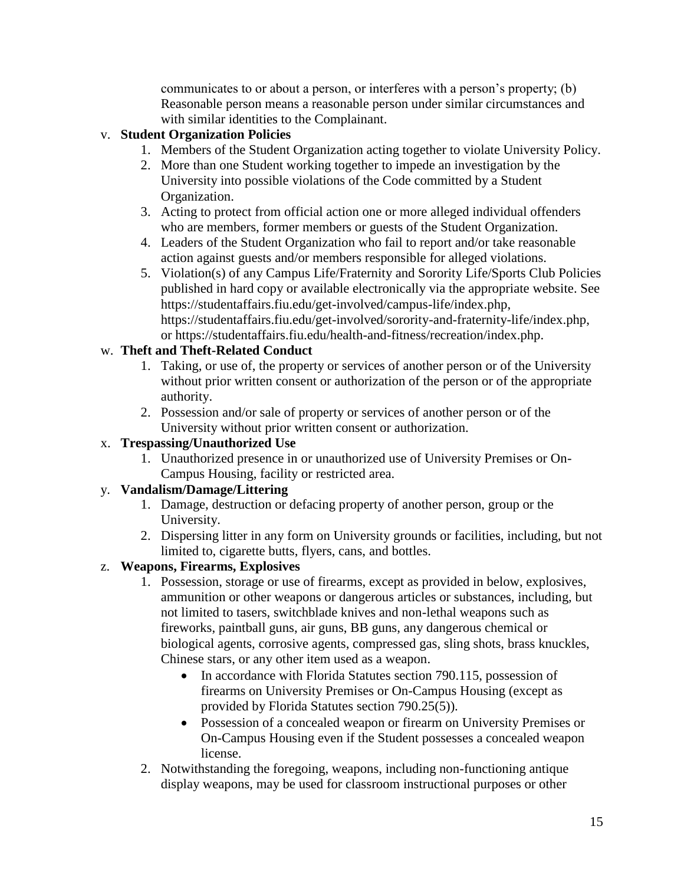communicates to or about a person, or interferes with a person's property; (b) Reasonable person means a reasonable person under similar circumstances and with similar identities to the Complainant.

v. **Student Organization Policies**
   1. Members of the Student Organization acting together to violate University Policy.
   2. More than one Student working together to impede an investigation by the University into possible violations of the Code committed by a Student Organization.
   3. Acting to protect from official action one or more alleged individual offenders who are members, former members or guests of the Student Organization.
   4. Leaders of the Student Organization who fail to report and/or take reasonable action against guests and/or members responsible for alleged violations.
   5. Violation(s) of any Campus Life/Fraternity and Sorority Life/Sports Club Policies published in hard copy or available electronically via the appropriate website. See https://studentaffairs.fiu.edu/get-involved/campus-life/index.php, https://studentaffairs.fiu.edu/get-involved/sorority-and-fraternity-life/index.php, or https://studentaffairs.fiu.edu/health-and-fitness/recreation/index.php.

w. **Theft and Theft-Related Conduct**
   1. Taking, or use of, the property or services of another person or of the University without prior written consent or authorization of the person or of the appropriate authority.
   2. Possession and/or sale of property or services of another person or of the University without prior written consent or authorization.

x. **Trespassing/Unauthorized Use**
   1. Unauthorized presence in or unauthorized use of University Premises or On-Campus Housing, facility or restricted area.

y. **Vandalism/Damage/Littering**
   1. Damage, destruction or defacing property of another person, group or the University.
   2. Dispersing litter in any form on University grounds or facilities, including, but not limited to, cigarette butts, flyers, cans, and bottles.

z. **Weapons, Firearms, Explosives**
   1. Possession, storage or use of firearms, except as provided in below, explosives, ammunition or other weapons or dangerous articles or substances, including, but not limited to tasers, switchblade knives and non-lethal weapons such as fireworks, paintball guns, air guns, BB guns, any dangerous chemical or biological agents, corrosive agents, compressed gas, sling shots, brass knuckles, Chinese stars, or any other item used as a weapon.
      - In accordance with Florida Statutes section 790.115, possession of firearms on University Premises or On-Campus Housing (except as provided by Florida Statutes section 790.25(5)).
      - Possession of a concealed weapon or firearm on University Premises or On-Campus Housing even if the Student possesses a concealed weapon license.
   2. Notwithstanding the foregoing, weapons, including non-functioning antique display weapons, may be used for classroom instructional purposes or other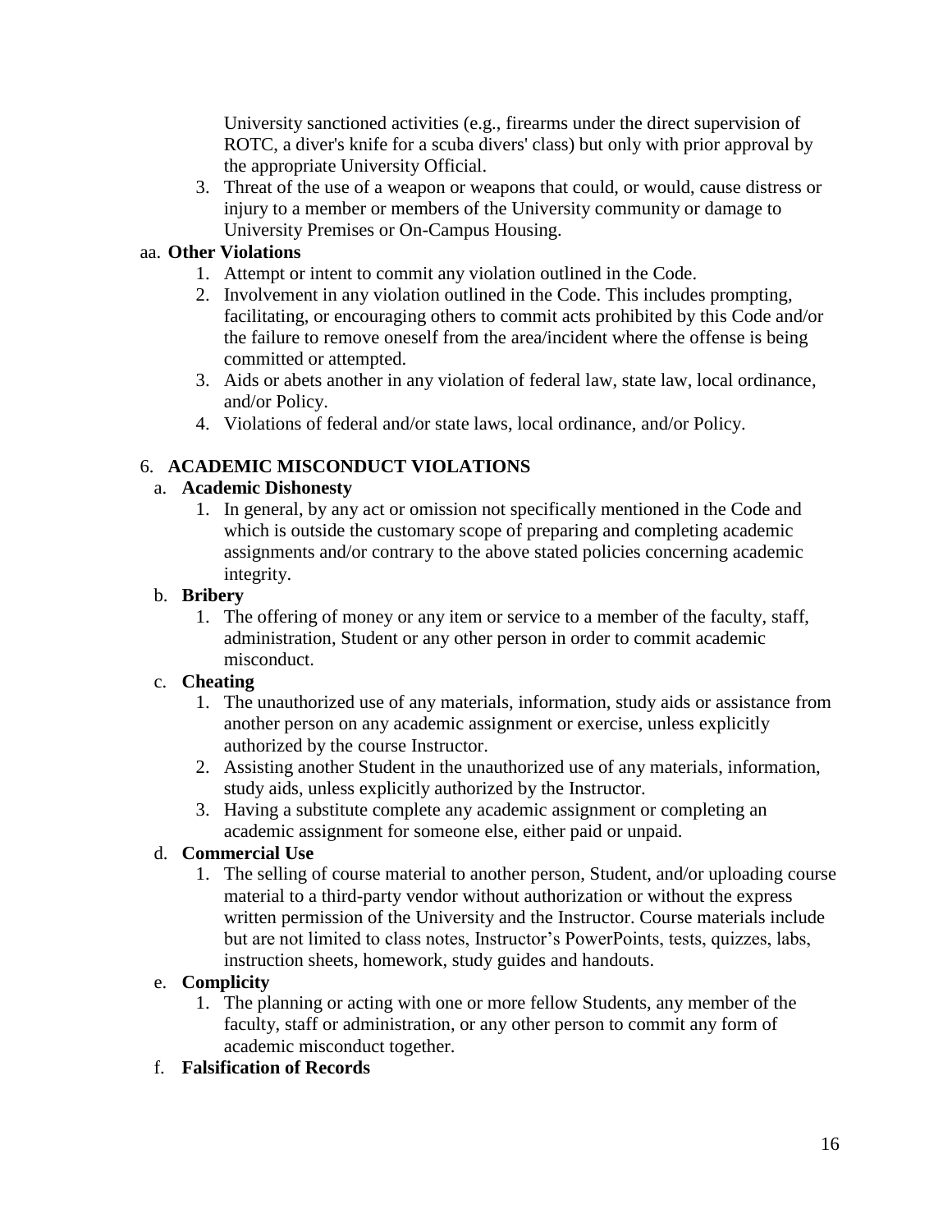University sanctioned activities (e.g., firearms under the direct supervision of ROTC, a diver's knife for a scuba divers' class) but only with prior approval by the appropriate University Official.

3. Threat of the use of a weapon or weapons that could, or would, cause distress or injury to a member or members of the University community or damage to University Premises or On-Campus Housing.

aa. **Other Violations**

1. Attempt or intent to commit any violation outlined in the Code.
2. Involvement in any violation outlined in the Code. This includes prompting, facilitating, or encouraging others to commit acts prohibited by this Code and/or the failure to remove oneself from the area/incident where the offense is being committed or attempted.
3. Aids or abets another in any violation of federal law, state law, local ordinance, and/or Policy.
4. Violations of federal and/or state laws, local ordinance, and/or Policy.

## 6. ACADEMIC MISCONDUCT VIOLATIONS

a. **Academic Dishonesty**

1. In general, by any act or omission not specifically mentioned in the Code and which is outside the customary scope of preparing and completing academic assignments and/or contrary to the above stated policies concerning academic integrity.

b. **Bribery**

1. The offering of money or any item or service to a member of the faculty, staff, administration, Student or any other person in order to commit academic misconduct.

c. **Cheating**

1. The unauthorized use of any materials, information, study aids or assistance from another person on any academic assignment or exercise, unless explicitly authorized by the course Instructor.
2. Assisting another Student in the unauthorized use of any materials, information, study aids, unless explicitly authorized by the Instructor.
3. Having a substitute complete any academic assignment or completing an academic assignment for someone else, either paid or unpaid.

d. **Commercial Use**

1. The selling of course material to another person, Student, and/or uploading course material to a third-party vendor without authorization or without the express written permission of the University and the Instructor. Course materials include but are not limited to class notes, Instructor's PowerPoints, tests, quizzes, labs, instruction sheets, homework, study guides and handouts.

e. **Complicity**

1. The planning or acting with one or more fellow Students, any member of the faculty, staff or administration, or any other person to commit any form of academic misconduct together.

f. **Falsification of Records**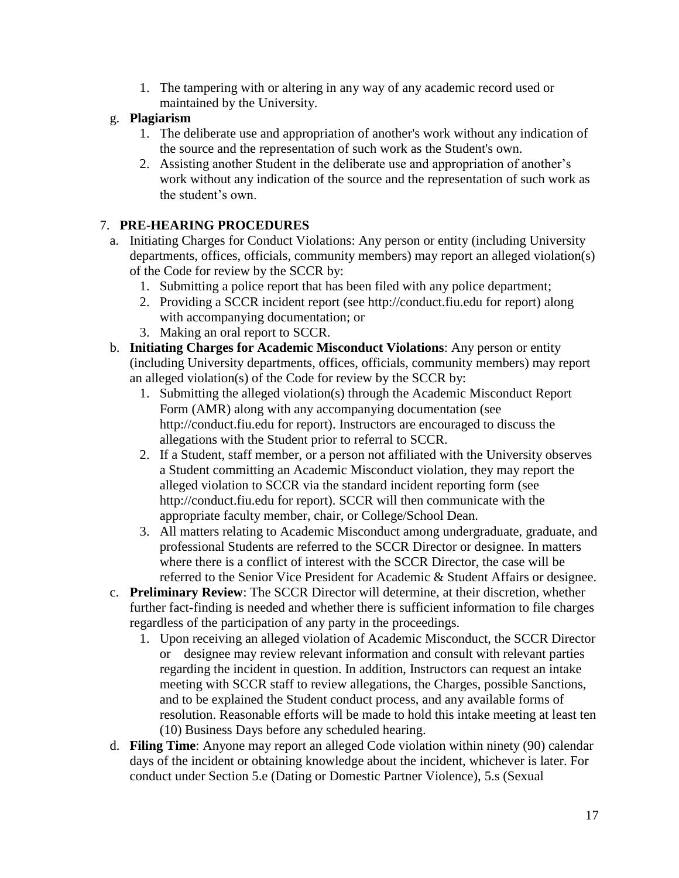1. The tampering with or altering in any way of any academic record used or maintained by the University.

g. **Plagiarism**
   1. The deliberate use and appropriation of another's work without any indication of the source and the representation of such work as the Student's own.
   2. Assisting another Student in the deliberate use and appropriation of another's work without any indication of the source and the representation of such work as the student's own.

7. **PRE-HEARING PROCEDURES**

a. Initiating Charges for Conduct Violations: Any person or entity (including University departments, offices, officials, community members) may report an alleged violation(s) of the Code for review by the SCCR by:
   1. Submitting a police report that has been filed with any police department;
   2. Providing a SCCR incident report (see http://conduct.fiu.edu for report) along with accompanying documentation; or
   3. Making an oral report to SCCR.

b. **Initiating Charges for Academic Misconduct Violations**: Any person or entity (including University departments, offices, officials, community members) may report an alleged violation(s) of the Code for review by the SCCR by:
   1. Submitting the alleged violation(s) through the Academic Misconduct Report Form (AMR) along with any accompanying documentation (see http://conduct.fiu.edu for report). Instructors are encouraged to discuss the allegations with the Student prior to referral to SCCR.
   2. If a Student, staff member, or a person not affiliated with the University observes a Student committing an Academic Misconduct violation, they may report the alleged violation to SCCR via the standard incident reporting form (see http://conduct.fiu.edu for report). SCCR will then communicate with the appropriate faculty member, chair, or College/School Dean.
   3. All matters relating to Academic Misconduct among undergraduate, graduate, and professional Students are referred to the SCCR Director or designee. In matters where there is a conflict of interest with the SCCR Director, the case will be referred to the Senior Vice President for Academic & Student Affairs or designee.

c. **Preliminary Review**: The SCCR Director will determine, at their discretion, whether further fact-finding is needed and whether there is sufficient information to file charges regardless of the participation of any party in the proceedings.
   1. Upon receiving an alleged violation of Academic Misconduct, the SCCR Director or designee may review relevant information and consult with relevant parties regarding the incident in question. In addition, Instructors can request an intake meeting with SCCR staff to review allegations, the Charges, possible Sanctions, and to be explained the Student conduct process, and any available forms of resolution. Reasonable efforts will be made to hold this intake meeting at least ten (10) Business Days before any scheduled hearing.

d. **Filing Time**: Anyone may report an alleged Code violation within ninety (90) calendar days of the incident or obtaining knowledge about the incident, whichever is later. For conduct under Section 5.e (Dating or Domestic Partner Violence), 5.s (Sexual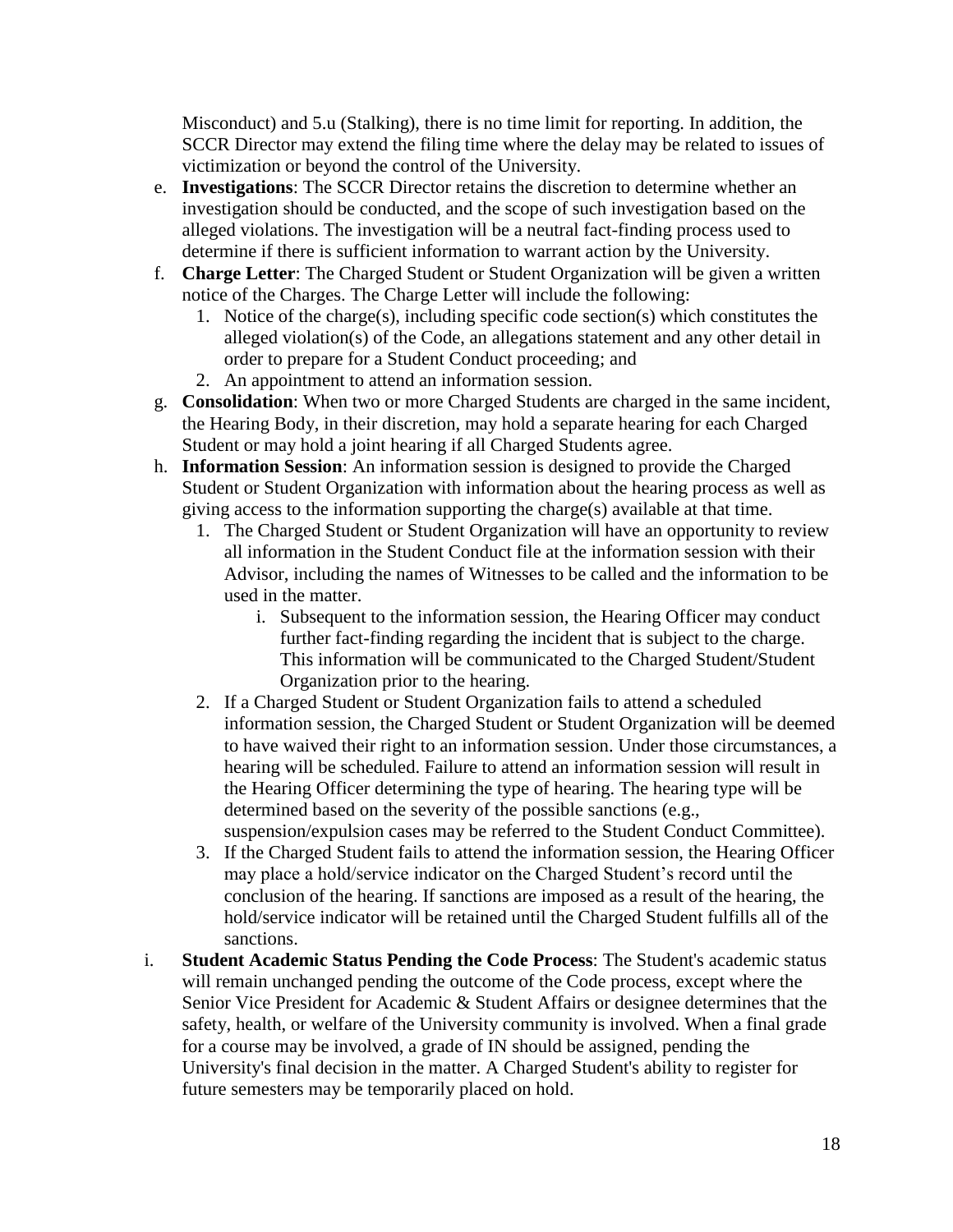Misconduct) and 5.u (Stalking), there is no time limit for reporting. In addition, the SCCR Director may extend the filing time where the delay may be related to issues of victimization or beyond the control of the University.

e. **Investigations**: The SCCR Director retains the discretion to determine whether an investigation should be conducted, and the scope of such investigation based on the alleged violations. The investigation will be a neutral fact-finding process used to determine if there is sufficient information to warrant action by the University.
f. **Charge Letter**: The Charged Student or Student Organization will be given a written notice of the Charges. The Charge Letter will include the following:
   1. Notice of the charge(s), including specific code section(s) which constitutes the alleged violation(s) of the Code, an allegations statement and any other detail in order to prepare for a Student Conduct proceeding; and
   2. An appointment to attend an information session.
g. **Consolidation**: When two or more Charged Students are charged in the same incident, the Hearing Body, in their discretion, may hold a separate hearing for each Charged Student or may hold a joint hearing if all Charged Students agree.
h. **Information Session**: An information session is designed to provide the Charged Student or Student Organization with information about the hearing process as well as giving access to the information supporting the charge(s) available at that time.
   1. The Charged Student or Student Organization will have an opportunity to review all information in the Student Conduct file at the information session with their Advisor, including the names of Witnesses to be called and the information to be used in the matter.
      i. Subsequent to the information session, the Hearing Officer may conduct further fact-finding regarding the incident that is subject to the charge. This information will be communicated to the Charged Student/Student Organization prior to the hearing.
   2. If a Charged Student or Student Organization fails to attend a scheduled information session, the Charged Student or Student Organization will be deemed to have waived their right to an information session. Under those circumstances, a hearing will be scheduled. Failure to attend an information session will result in the Hearing Officer determining the type of hearing. The hearing type will be determined based on the severity of the possible sanctions (e.g., suspension/expulsion cases may be referred to the Student Conduct Committee).
   3. If the Charged Student fails to attend the information session, the Hearing Officer may place a hold/service indicator on the Charged Student's record until the conclusion of the hearing. If sanctions are imposed as a result of the hearing, the hold/service indicator will be retained until the Charged Student fulfills all of the sanctions.
i. **Student Academic Status Pending the Code Process**: The Student's academic status will remain unchanged pending the outcome of the Code process, except where the Senior Vice President for Academic & Student Affairs or designee determines that the safety, health, or welfare of the University community is involved. When a final grade for a course may be involved, a grade of IN should be assigned, pending the University's final decision in the matter. A Charged Student's ability to register for future semesters may be temporarily placed on hold.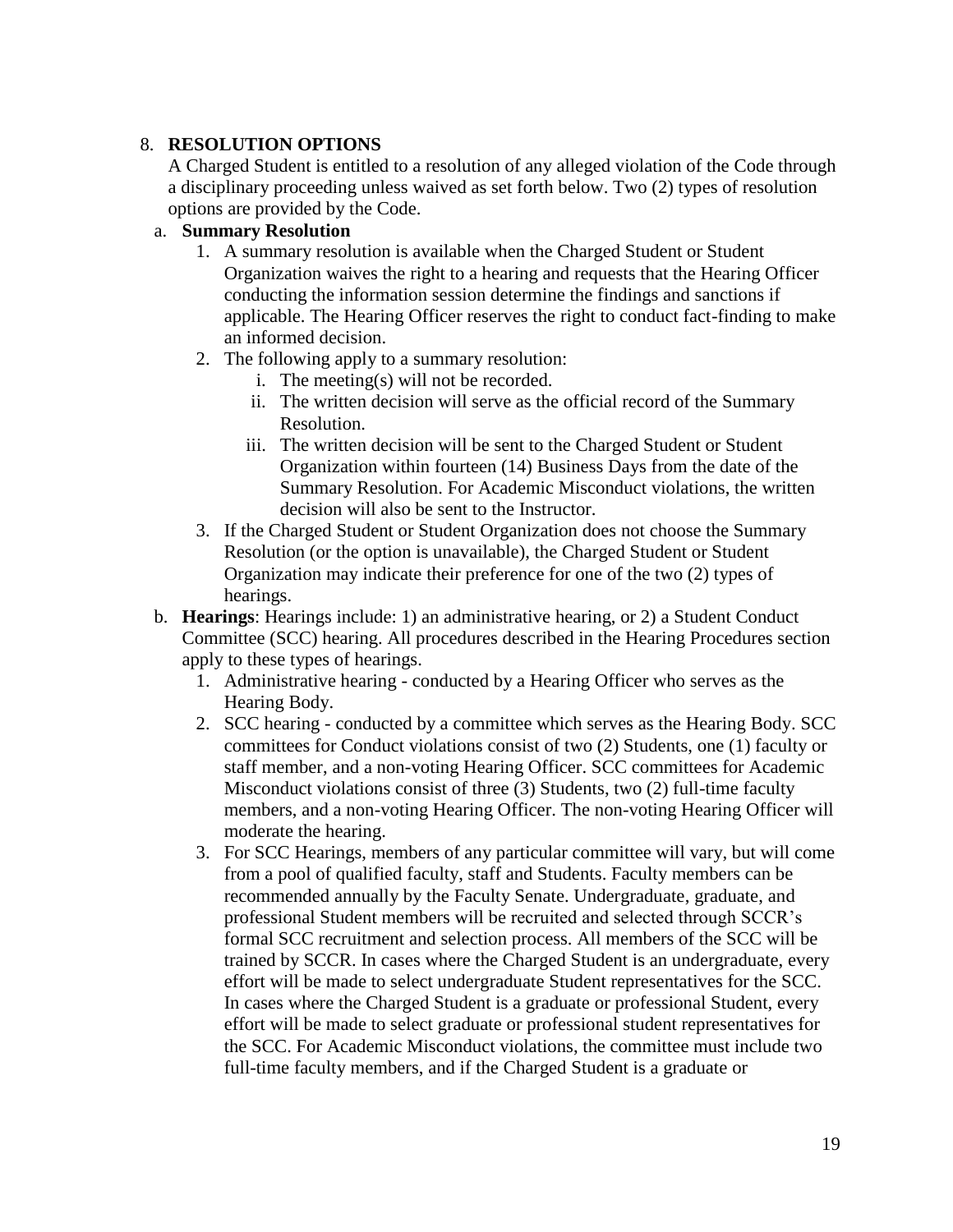8. **RESOLUTION OPTIONS**

   A Charged Student is entitled to a resolution of any alleged violation of the Code through a disciplinary proceeding unless waived as set forth below. Two (2) types of resolution options are provided by the Code.

   a. **Summary Resolution**

      1. A summary resolution is available when the Charged Student or Student Organization waives the right to a hearing and requests that the Hearing Officer conducting the information session determine the findings and sanctions if applicable. The Hearing Officer reserves the right to conduct fact-finding to make an informed decision.
      2. The following apply to a summary resolution:
         i. The meeting(s) will not be recorded.
         ii. The written decision will serve as the official record of the Summary Resolution.
         iii. The written decision will be sent to the Charged Student or Student Organization within fourteen (14) Business Days from the date of the Summary Resolution. For Academic Misconduct violations, the written decision will also be sent to the Instructor.
      3. If the Charged Student or Student Organization does not choose the Summary Resolution (or the option is unavailable), the Charged Student or Student Organization may indicate their preference for one of the two (2) types of hearings.

   b. **Hearings**: Hearings include: 1) an administrative hearing, or 2) a Student Conduct Committee (SCC) hearing. All procedures described in the Hearing Procedures section apply to these types of hearings.

      1. Administrative hearing - conducted by a Hearing Officer who serves as the Hearing Body.
      2. SCC hearing - conducted by a committee which serves as the Hearing Body. SCC committees for Conduct violations consist of two (2) Students, one (1) faculty or staff member, and a non-voting Hearing Officer. SCC committees for Academic Misconduct violations consist of three (3) Students, two (2) full-time faculty members, and a non-voting Hearing Officer. The non-voting Hearing Officer will moderate the hearing.
      3. For SCC Hearings, members of any particular committee will vary, but will come from a pool of qualified faculty, staff and Students. Faculty members can be recommended annually by the Faculty Senate. Undergraduate, graduate, and professional Student members will be recruited and selected through SCCR's formal SCC recruitment and selection process. All members of the SCC will be trained by SCCR. In cases where the Charged Student is an undergraduate, every effort will be made to select undergraduate Student representatives for the SCC. In cases where the Charged Student is a graduate or professional Student, every effort will be made to select graduate or professional student representatives for the SCC. For Academic Misconduct violations, the committee must include two full-time faculty members, and if the Charged Student is a graduate or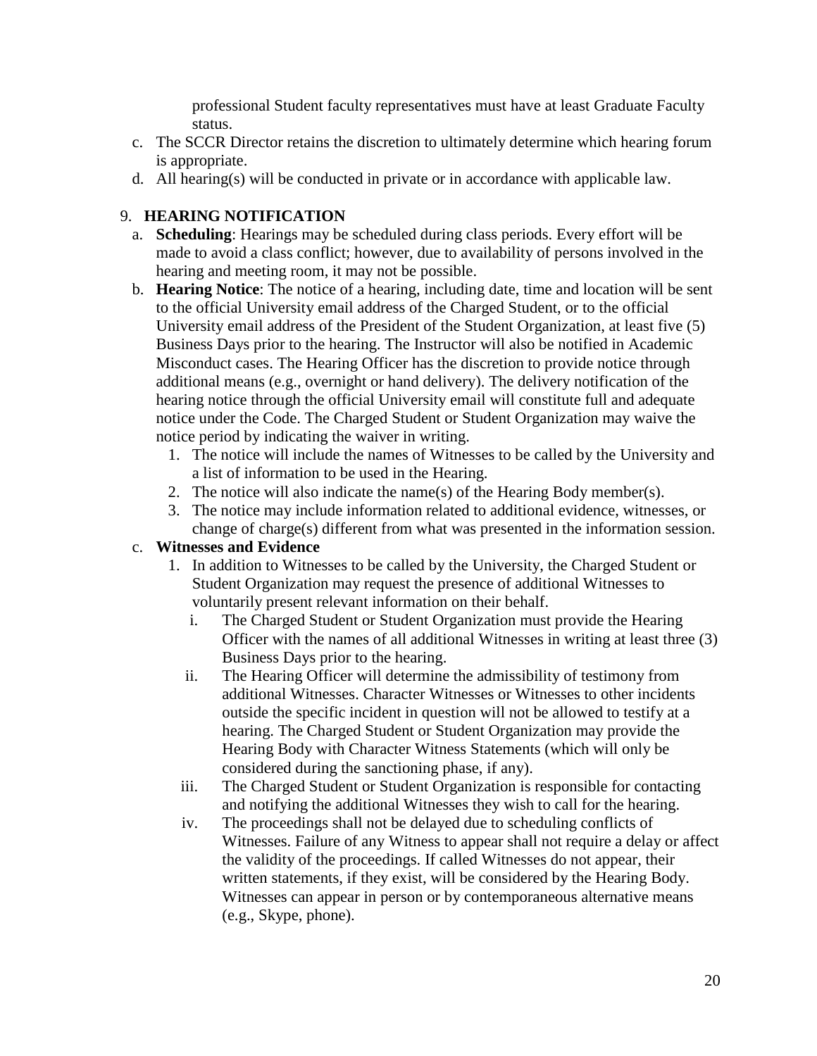professional Student faculty representatives must have at least Graduate Faculty status.

c. The SCCR Director retains the discretion to ultimately determine which hearing forum is appropriate.
d. All hearing(s) will be conducted in private or in accordance with applicable law.

9. **HEARING NOTIFICATION**

a. **Scheduling**: Hearings may be scheduled during class periods. Every effort will be made to avoid a class conflict; however, due to availability of persons involved in the hearing and meeting room, it may not be possible.

b. **Hearing Notice**: The notice of a hearing, including date, time and location will be sent to the official University email address of the Charged Student, or to the official University email address of the President of the Student Organization, at least five (5) Business Days prior to the hearing. The Instructor will also be notified in Academic Misconduct cases. The Hearing Officer has the discretion to provide notice through additional means (e.g., overnight or hand delivery). The delivery notification of the hearing notice through the official University email will constitute full and adequate notice under the Code. The Charged Student or Student Organization may waive the notice period by indicating the waiver in writing.

   1. The notice will include the names of Witnesses to be called by the University and a list of information to be used in the Hearing.
   2. The notice will also indicate the name(s) of the Hearing Body member(s).
   3. The notice may include information related to additional evidence, witnesses, or change of charge(s) different from what was presented in the information session.

c. **Witnesses and Evidence**

   1. In addition to Witnesses to be called by the University, the Charged Student or Student Organization may request the presence of additional Witnesses to voluntarily present relevant information on their behalf.
      i. The Charged Student or Student Organization must provide the Hearing Officer with the names of all additional Witnesses in writing at least three (3) Business Days prior to the hearing.
      ii. The Hearing Officer will determine the admissibility of testimony from additional Witnesses. Character Witnesses or Witnesses to other incidents outside the specific incident in question will not be allowed to testify at a hearing. The Charged Student or Student Organization may provide the Hearing Body with Character Witness Statements (which will only be considered during the sanctioning phase, if any).
      iii. The Charged Student or Student Organization is responsible for contacting and notifying the additional Witnesses they wish to call for the hearing.
      iv. The proceedings shall not be delayed due to scheduling conflicts of Witnesses. Failure of any Witness to appear shall not require a delay or affect the validity of the proceedings. If called Witnesses do not appear, their written statements, if they exist, will be considered by the Hearing Body. Witnesses can appear in person or by contemporaneous alternative means (e.g., Skype, phone).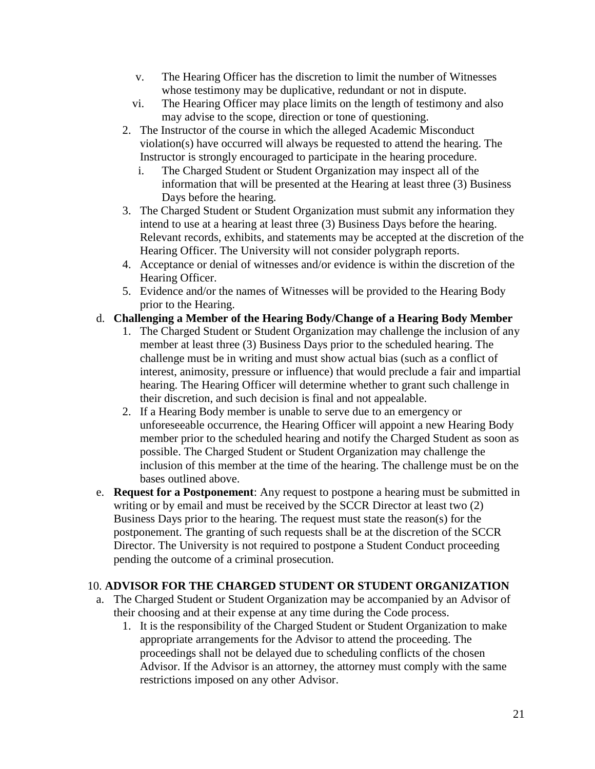v. The Hearing Officer has the discretion to limit the number of Witnesses whose testimony may be duplicative, redundant or not in dispute.

vi. The Hearing Officer may place limits on the length of testimony and also may advise to the scope, direction or tone of questioning.

2. The Instructor of the course in which the alleged Academic Misconduct violation(s) have occurred will always be requested to attend the hearing. The Instructor is strongly encouraged to participate in the hearing procedure.
   i. The Charged Student or Student Organization may inspect all of the information that will be presented at the Hearing at least three (3) Business Days before the hearing.
3. The Charged Student or Student Organization must submit any information they intend to use at a hearing at least three (3) Business Days before the hearing. Relevant records, exhibits, and statements may be accepted at the discretion of the Hearing Officer. The University will not consider polygraph reports.
4. Acceptance or denial of witnesses and/or evidence is within the discretion of the Hearing Officer.
5. Evidence and/or the names of Witnesses will be provided to the Hearing Body prior to the Hearing.

d. **Challenging a Member of the Hearing Body/Change of a Hearing Body Member**
   1. The Charged Student or Student Organization may challenge the inclusion of any member at least three (3) Business Days prior to the scheduled hearing. The challenge must be in writing and must show actual bias (such as a conflict of interest, animosity, pressure or influence) that would preclude a fair and impartial hearing. The Hearing Officer will determine whether to grant such challenge in their discretion, and such decision is final and not appealable.
   2. If a Hearing Body member is unable to serve due to an emergency or unforeseeable occurrence, the Hearing Officer will appoint a new Hearing Body member prior to the scheduled hearing and notify the Charged Student as soon as possible. The Charged Student or Student Organization may challenge the inclusion of this member at the time of the hearing. The challenge must be on the bases outlined above.

e. **Request for a Postponement**: Any request to postpone a hearing must be submitted in writing or by email and must be received by the SCCR Director at least two (2) Business Days prior to the hearing. The request must state the reason(s) for the postponement. The granting of such requests shall be at the discretion of the SCCR Director. The University is not required to postpone a Student Conduct proceeding pending the outcome of a criminal prosecution.

10. **ADVISOR FOR THE CHARGED STUDENT OR STUDENT ORGANIZATION**

a. The Charged Student or Student Organization may be accompanied by an Advisor of their choosing and at their expense at any time during the Code process.
   1. It is the responsibility of the Charged Student or Student Organization to make appropriate arrangements for the Advisor to attend the proceeding. The proceedings shall not be delayed due to scheduling conflicts of the chosen Advisor. If the Advisor is an attorney, the attorney must comply with the same restrictions imposed on any other Advisor.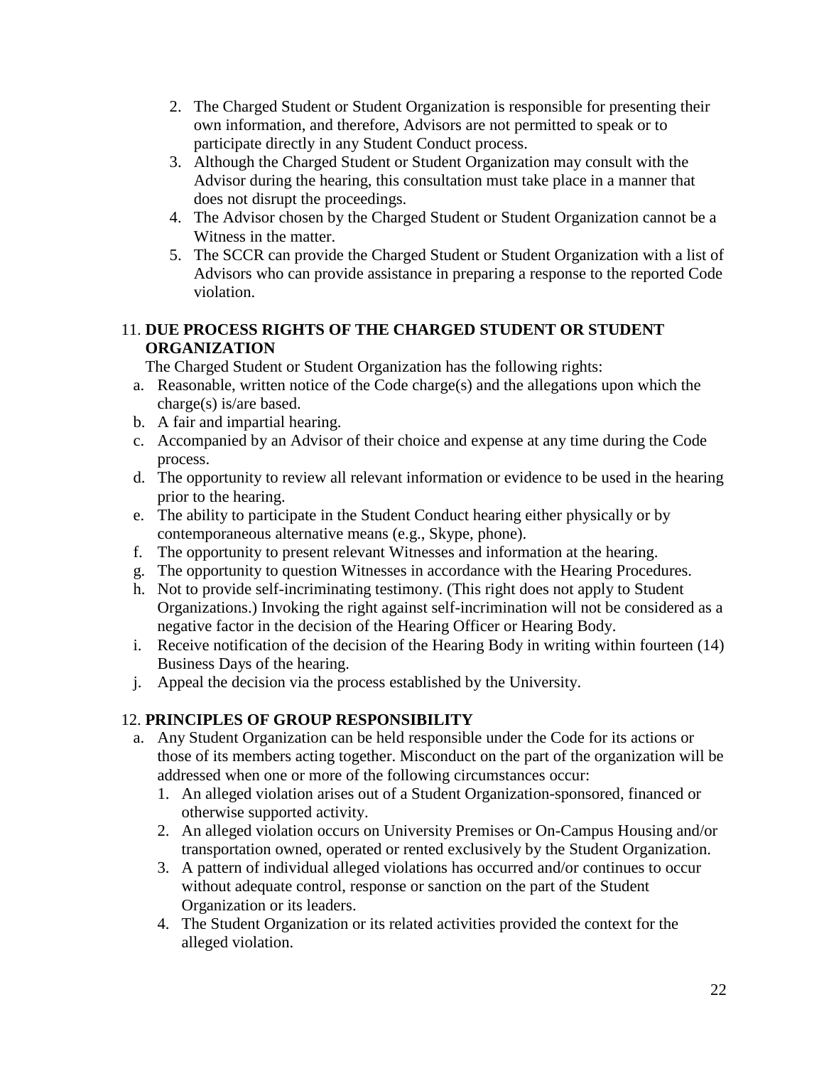2. The Charged Student or Student Organization is responsible for presenting their own information, and therefore, Advisors are not permitted to speak or to participate directly in any Student Conduct process.
3. Although the Charged Student or Student Organization may consult with the Advisor during the hearing, this consultation must take place in a manner that does not disrupt the proceedings.
4. The Advisor chosen by the Charged Student or Student Organization cannot be a Witness in the matter.
5. The SCCR can provide the Charged Student or Student Organization with a list of Advisors who can provide assistance in preparing a response to the reported Code violation.

## 11. DUE PROCESS RIGHTS OF THE CHARGED STUDENT OR STUDENT ORGANIZATION

The Charged Student or Student Organization has the following rights:

a. Reasonable, written notice of the Code charge(s) and the allegations upon which the charge(s) is/are based.
b. A fair and impartial hearing.
c. Accompanied by an Advisor of their choice and expense at any time during the Code process.
d. The opportunity to review all relevant information or evidence to be used in the hearing prior to the hearing.
e. The ability to participate in the Student Conduct hearing either physically or by contemporaneous alternative means (e.g., Skype, phone).
f. The opportunity to present relevant Witnesses and information at the hearing.
g. The opportunity to question Witnesses in accordance with the Hearing Procedures.
h. Not to provide self-incriminating testimony. (This right does not apply to Student Organizations.) Invoking the right against self-incrimination will not be considered as a negative factor in the decision of the Hearing Officer or Hearing Body.
i. Receive notification of the decision of the Hearing Body in writing within fourteen (14) Business Days of the hearing.
j. Appeal the decision via the process established by the University.

## 12. PRINCIPLES OF GROUP RESPONSIBILITY

a. Any Student Organization can be held responsible under the Code for its actions or those of its members acting together. Misconduct on the part of the organization will be addressed when one or more of the following circumstances occur:
   1. An alleged violation arises out of a Student Organization-sponsored, financed or otherwise supported activity.
   2. An alleged violation occurs on University Premises or On-Campus Housing and/or transportation owned, operated or rented exclusively by the Student Organization.
   3. A pattern of individual alleged violations has occurred and/or continues to occur without adequate control, response or sanction on the part of the Student Organization or its leaders.
   4. The Student Organization or its related activities provided the context for the alleged violation.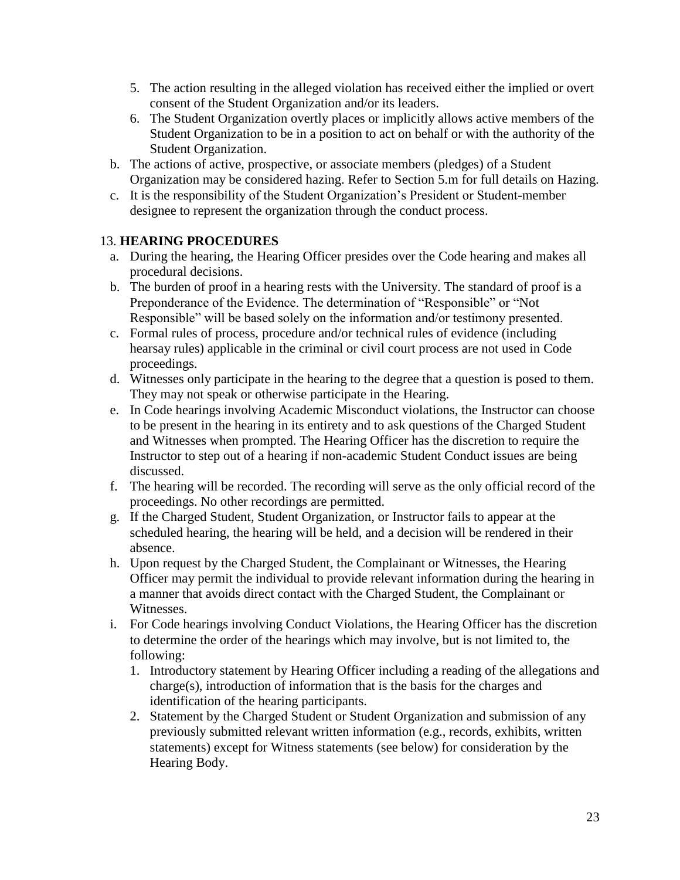5. The action resulting in the alleged violation has received either the implied or overt consent of the Student Organization and/or its leaders.
6. The Student Organization overtly places or implicitly allows active members of the Student Organization to be in a position to act on behalf or with the authority of the Student Organization.

b. The actions of active, prospective, or associate members (pledges) of a Student Organization may be considered hazing. Refer to Section 5.m for full details on Hazing.

c. It is the responsibility of the Student Organization's President or Student-member designee to represent the organization through the conduct process.

13. **HEARING PROCEDURES**

a. During the hearing, the Hearing Officer presides over the Code hearing and makes all procedural decisions.

b. The burden of proof in a hearing rests with the University. The standard of proof is a Preponderance of the Evidence. The determination of "Responsible" or "Not Responsible" will be based solely on the information and/or testimony presented.

c. Formal rules of process, procedure and/or technical rules of evidence (including hearsay rules) applicable in the criminal or civil court process are not used in Code proceedings.

d. Witnesses only participate in the hearing to the degree that a question is posed to them. They may not speak or otherwise participate in the Hearing.

e. In Code hearings involving Academic Misconduct violations, the Instructor can choose to be present in the hearing in its entirety and to ask questions of the Charged Student and Witnesses when prompted. The Hearing Officer has the discretion to require the Instructor to step out of a hearing if non-academic Student Conduct issues are being discussed.

f. The hearing will be recorded. The recording will serve as the only official record of the proceedings. No other recordings are permitted.

g. If the Charged Student, Student Organization, or Instructor fails to appear at the scheduled hearing, the hearing will be held, and a decision will be rendered in their absence.

h. Upon request by the Charged Student, the Complainant or Witnesses, the Hearing Officer may permit the individual to provide relevant information during the hearing in a manner that avoids direct contact with the Charged Student, the Complainant or Witnesses.

i. For Code hearings involving Conduct Violations, the Hearing Officer has the discretion to determine the order of the hearings which may involve, but is not limited to, the following:

1. Introductory statement by Hearing Officer including a reading of the allegations and charge(s), introduction of information that is the basis for the charges and identification of the hearing participants.
2. Statement by the Charged Student or Student Organization and submission of any previously submitted relevant written information (e.g., records, exhibits, written statements) except for Witness statements (see below) for consideration by the Hearing Body.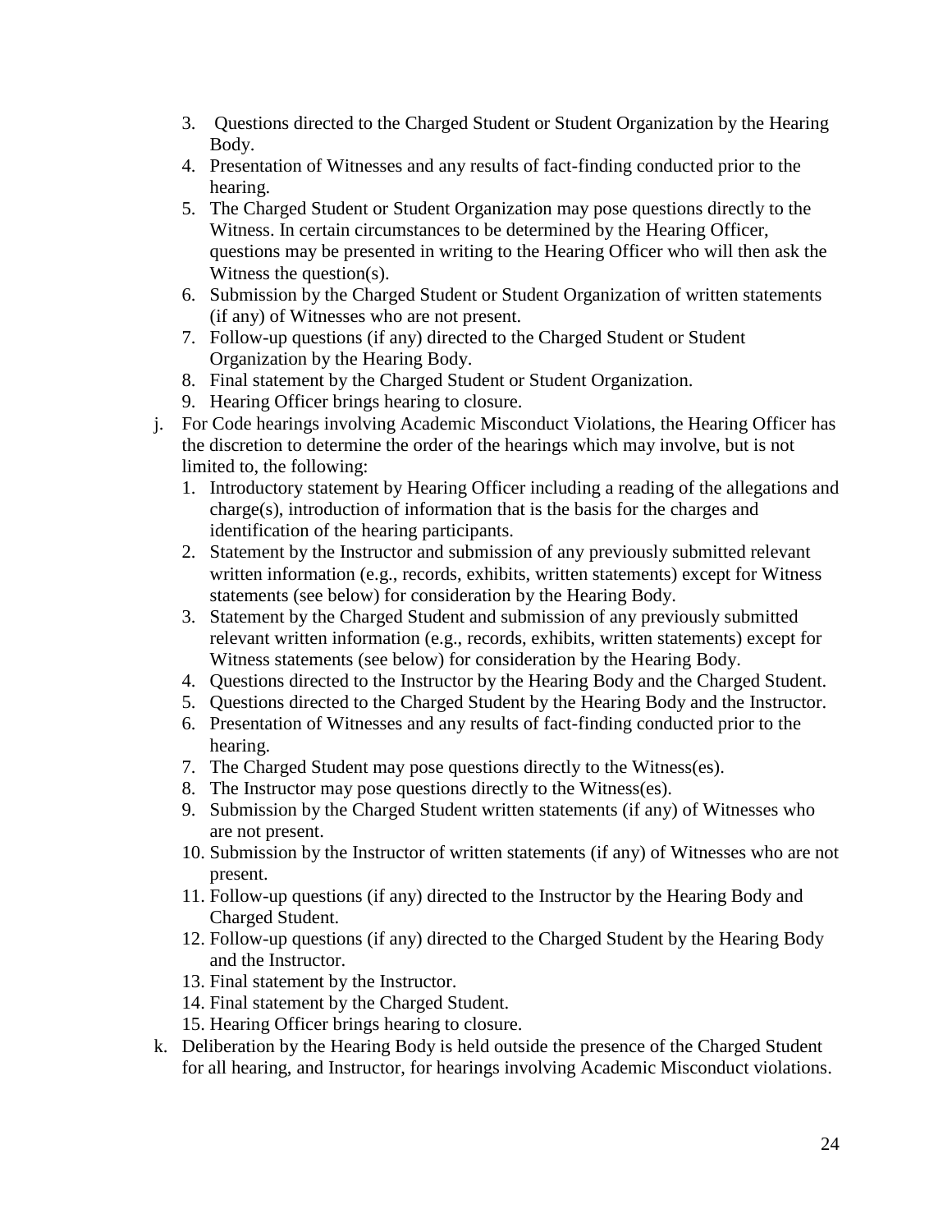3. Questions directed to the Charged Student or Student Organization by the Hearing Body.
4. Presentation of Witnesses and any results of fact-finding conducted prior to the hearing.
5. The Charged Student or Student Organization may pose questions directly to the Witness. In certain circumstances to be determined by the Hearing Officer, questions may be presented in writing to the Hearing Officer who will then ask the Witness the question(s).
6. Submission by the Charged Student or Student Organization of written statements (if any) of Witnesses who are not present.
7. Follow-up questions (if any) directed to the Charged Student or Student Organization by the Hearing Body.
8. Final statement by the Charged Student or Student Organization.
9. Hearing Officer brings hearing to closure.

j. For Code hearings involving Academic Misconduct Violations, the Hearing Officer has the discretion to determine the order of the hearings which may involve, but is not limited to, the following:
   1. Introductory statement by Hearing Officer including a reading of the allegations and charge(s), introduction of information that is the basis for the charges and identification of the hearing participants.
   2. Statement by the Instructor and submission of any previously submitted relevant written information (e.g., records, exhibits, written statements) except for Witness statements (see below) for consideration by the Hearing Body.
   3. Statement by the Charged Student and submission of any previously submitted relevant written information (e.g., records, exhibits, written statements) except for Witness statements (see below) for consideration by the Hearing Body.
   4. Questions directed to the Instructor by the Hearing Body and the Charged Student.
   5. Questions directed to the Charged Student by the Hearing Body and the Instructor.
   6. Presentation of Witnesses and any results of fact-finding conducted prior to the hearing.
   7. The Charged Student may pose questions directly to the Witness(es).
   8. The Instructor may pose questions directly to the Witness(es).
   9. Submission by the Charged Student written statements (if any) of Witnesses who are not present.
   10. Submission by the Instructor of written statements (if any) of Witnesses who are not present.
   11. Follow-up questions (if any) directed to the Instructor by the Hearing Body and Charged Student.
   12. Follow-up questions (if any) directed to the Charged Student by the Hearing Body and the Instructor.
   13. Final statement by the Instructor.
   14. Final statement by the Charged Student.
   15. Hearing Officer brings hearing to closure.

k. Deliberation by the Hearing Body is held outside the presence of the Charged Student for all hearing, and Instructor, for hearings involving Academic Misconduct violations.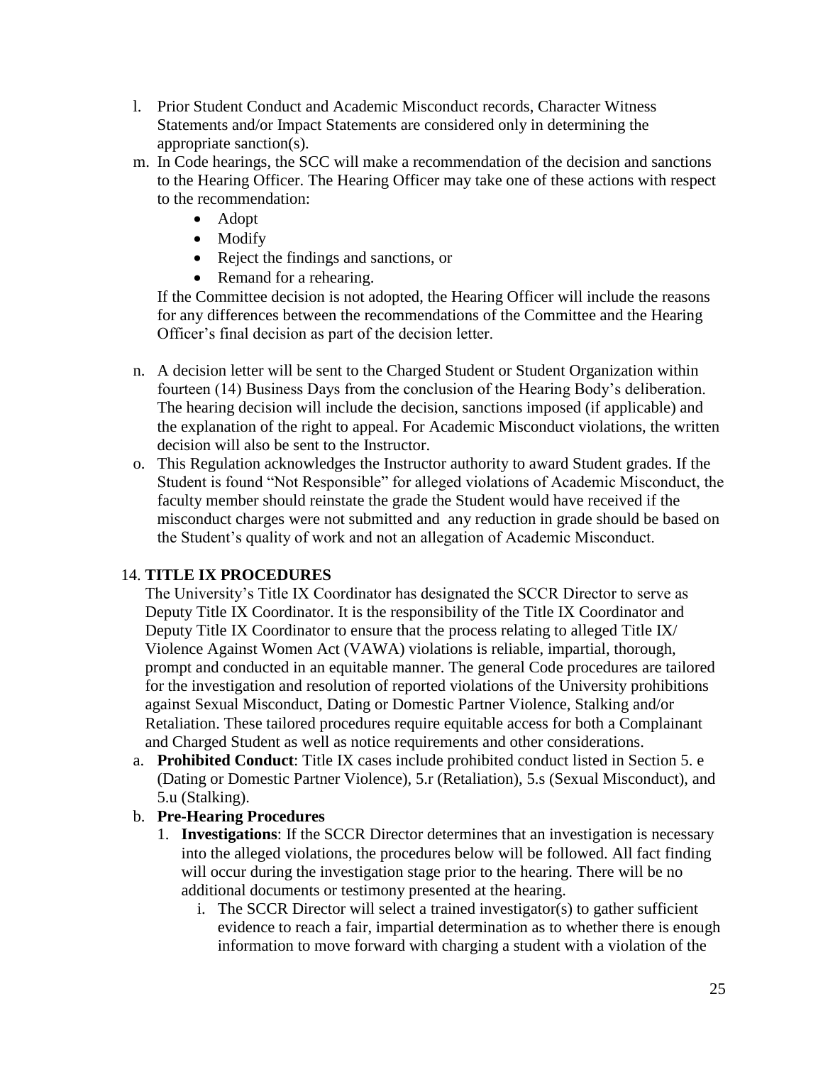l. Prior Student Conduct and Academic Misconduct records, Character Witness Statements and/or Impact Statements are considered only in determining the appropriate sanction(s).
m. In Code hearings, the SCC will make a recommendation of the decision and sanctions to the Hearing Officer. The Hearing Officer may take one of these actions with respect to the recommendation:
   - Adopt
   - Modify
   - Reject the findings and sanctions, or
   - Remand for a rehearing.

   If the Committee decision is not adopted, the Hearing Officer will include the reasons for any differences between the recommendations of the Committee and the Hearing Officer's final decision as part of the decision letter.
n. A decision letter will be sent to the Charged Student or Student Organization within fourteen (14) Business Days from the conclusion of the Hearing Body's deliberation. The hearing decision will include the decision, sanctions imposed (if applicable) and the explanation of the right to appeal. For Academic Misconduct violations, the written decision will also be sent to the Instructor.
o. This Regulation acknowledges the Instructor authority to award Student grades. If the Student is found "Not Responsible" for alleged violations of Academic Misconduct, the faculty member should reinstate the grade the Student would have received if the misconduct charges were not submitted and any reduction in grade should be based on the Student's quality of work and not an allegation of Academic Misconduct.

## 14. TITLE IX PROCEDURES

The University's Title IX Coordinator has designated the SCCR Director to serve as Deputy Title IX Coordinator. It is the responsibility of the Title IX Coordinator and Deputy Title IX Coordinator to ensure that the process relating to alleged Title IX/ Violence Against Women Act (VAWA) violations is reliable, impartial, thorough, prompt and conducted in an equitable manner. The general Code procedures are tailored for the investigation and resolution of reported violations of the University prohibitions against Sexual Misconduct, Dating or Domestic Partner Violence, Stalking and/or Retaliation. These tailored procedures require equitable access for both a Complainant and Charged Student as well as notice requirements and other considerations.

a. **Prohibited Conduct**: Title IX cases include prohibited conduct listed in Section 5. e (Dating or Domestic Partner Violence), 5.r (Retaliation), 5.s (Sexual Misconduct), and 5.u (Stalking).
b. **Pre-Hearing Procedures**
   1. **Investigations**: If the SCCR Director determines that an investigation is necessary into the alleged violations, the procedures below will be followed. All fact finding will occur during the investigation stage prior to the hearing. There will be no additional documents or testimony presented at the hearing.
      i. The SCCR Director will select a trained investigator(s) to gather sufficient evidence to reach a fair, impartial determination as to whether there is enough information to move forward with charging a student with a violation of the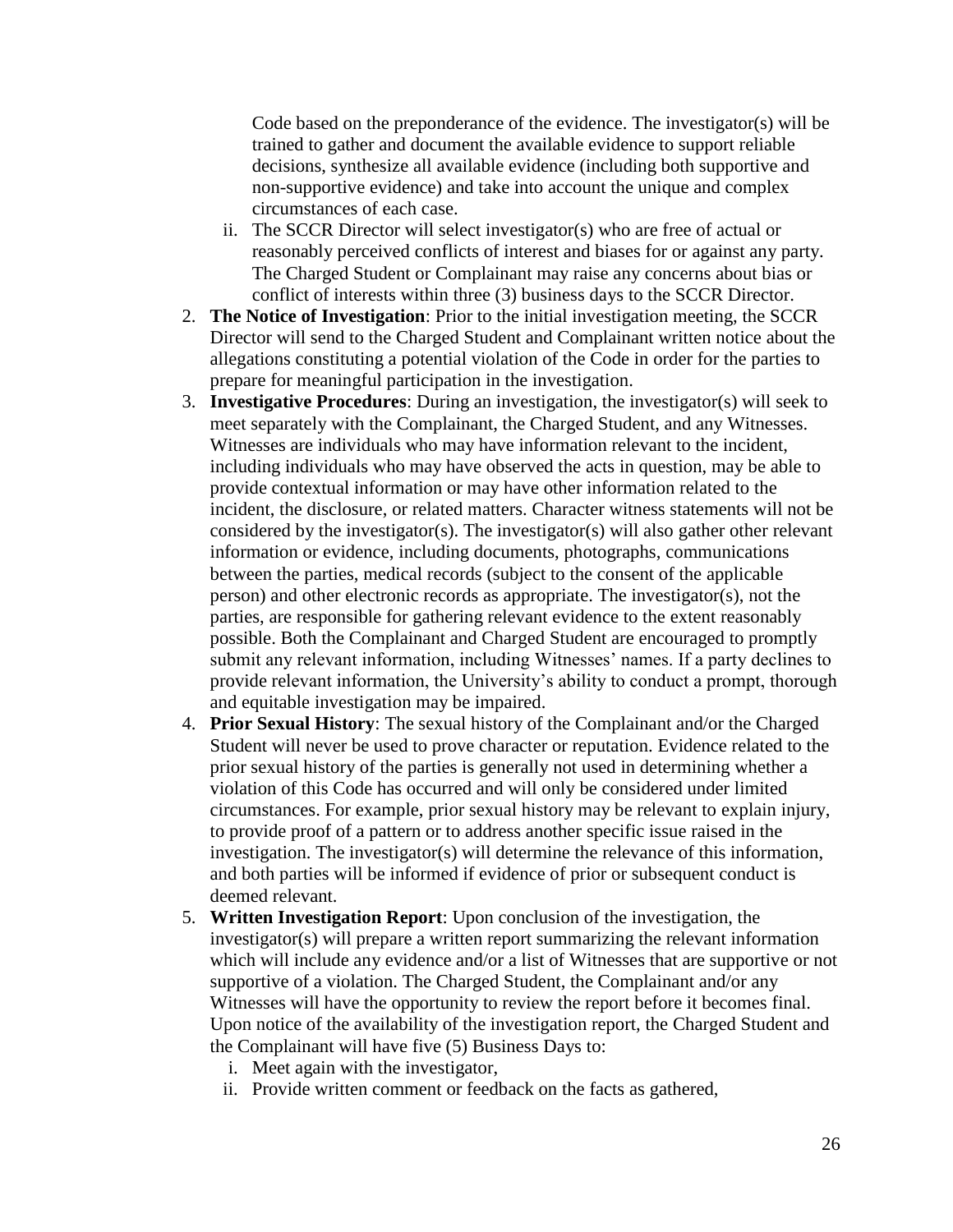Code based on the preponderance of the evidence. The investigator(s) will be trained to gather and document the available evidence to support reliable decisions, synthesize all available evidence (including both supportive and non-supportive evidence) and take into account the unique and complex circumstances of each case.

   ii. The SCCR Director will select investigator(s) who are free of actual or reasonably perceived conflicts of interest and biases for or against any party. The Charged Student or Complainant may raise any concerns about bias or conflict of interests within three (3) business days to the SCCR Director.

2. **The Notice of Investigation**: Prior to the initial investigation meeting, the SCCR Director will send to the Charged Student and Complainant written notice about the allegations constituting a potential violation of the Code in order for the parties to prepare for meaningful participation in the investigation.
3. **Investigative Procedures**: During an investigation, the investigator(s) will seek to meet separately with the Complainant, the Charged Student, and any Witnesses. Witnesses are individuals who may have information relevant to the incident, including individuals who may have observed the acts in question, may be able to provide contextual information or may have other information related to the incident, the disclosure, or related matters. Character witness statements will not be considered by the investigator(s). The investigator(s) will also gather other relevant information or evidence, including documents, photographs, communications between the parties, medical records (subject to the consent of the applicable person) and other electronic records as appropriate. The investigator(s), not the parties, are responsible for gathering relevant evidence to the extent reasonably possible. Both the Complainant and Charged Student are encouraged to promptly submit any relevant information, including Witnesses' names. If a party declines to provide relevant information, the University's ability to conduct a prompt, thorough and equitable investigation may be impaired.
4. **Prior Sexual History**: The sexual history of the Complainant and/or the Charged Student will never be used to prove character or reputation. Evidence related to the prior sexual history of the parties is generally not used in determining whether a violation of this Code has occurred and will only be considered under limited circumstances. For example, prior sexual history may be relevant to explain injury, to provide proof of a pattern or to address another specific issue raised in the investigation. The investigator(s) will determine the relevance of this information, and both parties will be informed if evidence of prior or subsequent conduct is deemed relevant.
5. **Written Investigation Report**: Upon conclusion of the investigation, the investigator(s) will prepare a written report summarizing the relevant information which will include any evidence and/or a list of Witnesses that are supportive or not supportive of a violation. The Charged Student, the Complainant and/or any Witnesses will have the opportunity to review the report before it becomes final. Upon notice of the availability of the investigation report, the Charged Student and the Complainant will have five (5) Business Days to:
   i. Meet again with the investigator,
   ii. Provide written comment or feedback on the facts as gathered,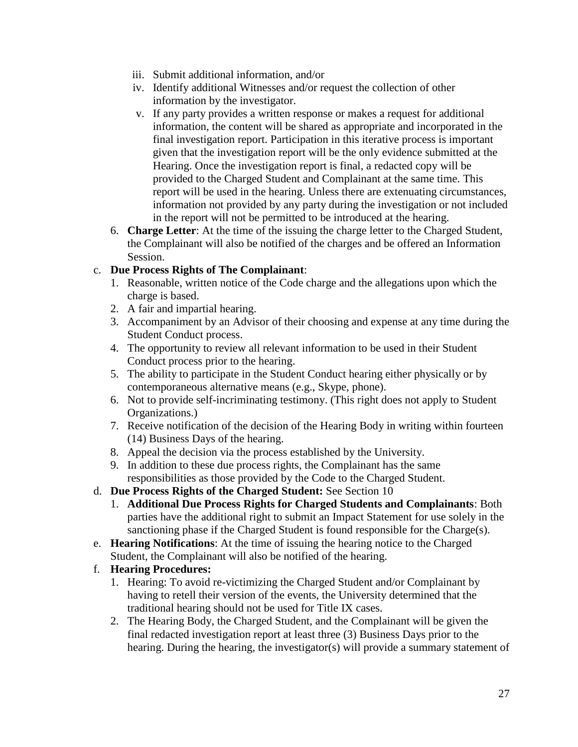iii. Submit additional information, and/or
   iv. Identify additional Witnesses and/or request the collection of other information by the investigator.
   v. If any party provides a written response or makes a request for additional information, the content will be shared as appropriate and incorporated in the final investigation report. Participation in this iterative process is important given that the investigation report will be the only evidence submitted at the Hearing. Once the investigation report is final, a redacted copy will be provided to the Charged Student and Complainant at the same time. This report will be used in the hearing. Unless there are extenuating circumstances, information not provided by any party during the investigation or not included in the report will not be permitted to be introduced at the hearing.

6. **Charge Letter**: At the time of the issuing the charge letter to the Charged Student, the Complainant will also be notified of the charges and be offered an Information Session.

c. **Due Process Rights of The Complainant**:
   1. Reasonable, written notice of the Code charge and the allegations upon which the charge is based.
   2. A fair and impartial hearing.
   3. Accompaniment by an Advisor of their choosing and expense at any time during the Student Conduct process.
   4. The opportunity to review all relevant information to be used in their Student Conduct process prior to the hearing.
   5. The ability to participate in the Student Conduct hearing either physically or by contemporaneous alternative means (e.g., Skype, phone).
   6. Not to provide self-incriminating testimony. (This right does not apply to Student Organizations.)
   7. Receive notification of the decision of the Hearing Body in writing within fourteen (14) Business Days of the hearing.
   8. Appeal the decision via the process established by the University.
   9. In addition to these due process rights, the Complainant has the same responsibilities as those provided by the Code to the Charged Student.

d. **Due Process Rights of the Charged Student:** See Section 10
   1. **Additional Due Process Rights for Charged Students and Complainants**: Both parties have the additional right to submit an Impact Statement for use solely in the sanctioning phase if the Charged Student is found responsible for the Charge(s).

e. **Hearing Notifications**: At the time of issuing the hearing notice to the Charged Student, the Complainant will also be notified of the hearing.

f. **Hearing Procedures:**
   1. Hearing: To avoid re-victimizing the Charged Student and/or Complainant by having to retell their version of the events, the University determined that the traditional hearing should not be used for Title IX cases.
   2. The Hearing Body, the Charged Student, and the Complainant will be given the final redacted investigation report at least three (3) Business Days prior to the hearing. During the hearing, the investigator(s) will provide a summary statement of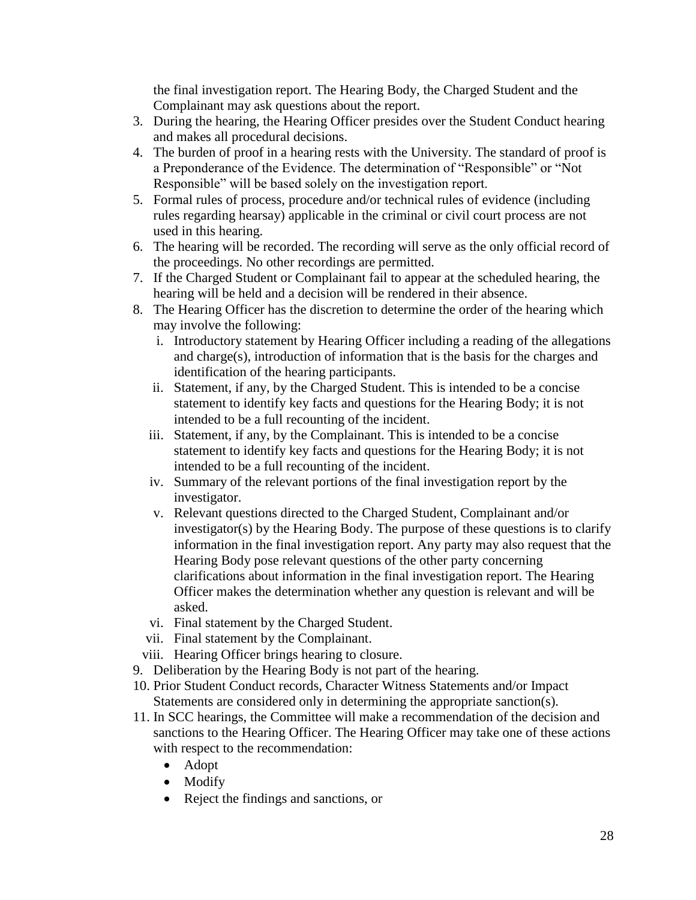the final investigation report. The Hearing Body, the Charged Student and the Complainant may ask questions about the report.

3. During the hearing, the Hearing Officer presides over the Student Conduct hearing and makes all procedural decisions.
4. The burden of proof in a hearing rests with the University. The standard of proof is a Preponderance of the Evidence. The determination of "Responsible" or "Not Responsible" will be based solely on the investigation report.
5. Formal rules of process, procedure and/or technical rules of evidence (including rules regarding hearsay) applicable in the criminal or civil court process are not used in this hearing.
6. The hearing will be recorded. The recording will serve as the only official record of the proceedings. No other recordings are permitted.
7. If the Charged Student or Complainant fail to appear at the scheduled hearing, the hearing will be held and a decision will be rendered in their absence.
8. The Hearing Officer has the discretion to determine the order of the hearing which may involve the following:
   i. Introductory statement by Hearing Officer including a reading of the allegations and charge(s), introduction of information that is the basis for the charges and identification of the hearing participants.
   ii. Statement, if any, by the Charged Student. This is intended to be a concise statement to identify key facts and questions for the Hearing Body; it is not intended to be a full recounting of the incident.
   iii. Statement, if any, by the Complainant. This is intended to be a concise statement to identify key facts and questions for the Hearing Body; it is not intended to be a full recounting of the incident.
   iv. Summary of the relevant portions of the final investigation report by the investigator.
   v. Relevant questions directed to the Charged Student, Complainant and/or investigator(s) by the Hearing Body. The purpose of these questions is to clarify information in the final investigation report. Any party may also request that the Hearing Body pose relevant questions of the other party concerning clarifications about information in the final investigation report. The Hearing Officer makes the determination whether any question is relevant and will be asked.
   vi. Final statement by the Charged Student.
   vii. Final statement by the Complainant.
   viii. Hearing Officer brings hearing to closure.
9. Deliberation by the Hearing Body is not part of the hearing.
10. Prior Student Conduct records, Character Witness Statements and/or Impact Statements are considered only in determining the appropriate sanction(s).
11. In SCC hearings, the Committee will make a recommendation of the decision and sanctions to the Hearing Officer. The Hearing Officer may take one of these actions with respect to the recommendation:
    - Adopt
    - Modify
    - Reject the findings and sanctions, or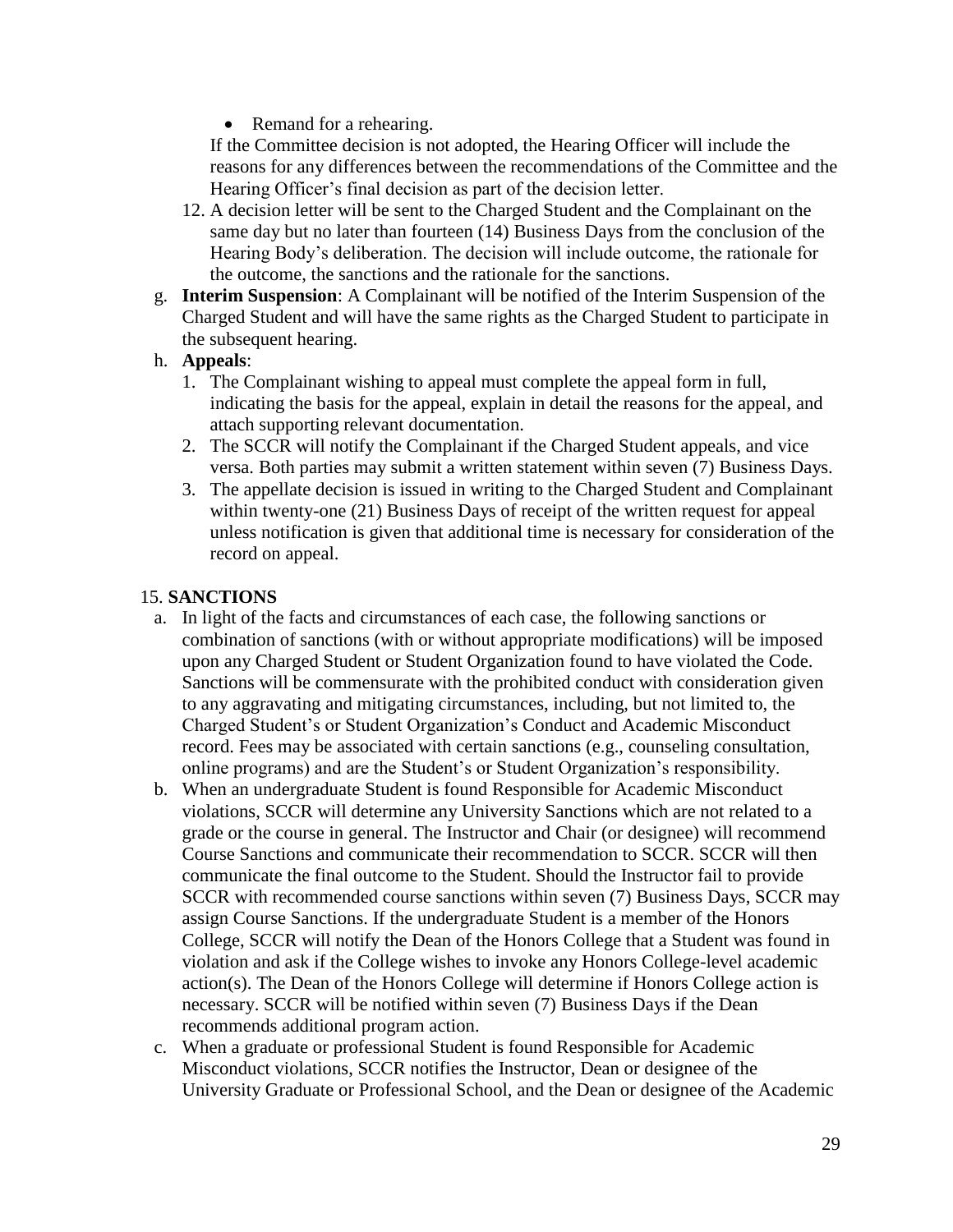- Remand for a rehearing.

  If the Committee decision is not adopted, the Hearing Officer will include the reasons for any differences between the recommendations of the Committee and the Hearing Officer's final decision as part of the decision letter.

12. A decision letter will be sent to the Charged Student and the Complainant on the same day but no later than fourteen (14) Business Days from the conclusion of the Hearing Body's deliberation. The decision will include outcome, the rationale for the outcome, the sanctions and the rationale for the sanctions.

g. **Interim Suspension**: A Complainant will be notified of the Interim Suspension of the Charged Student and will have the same rights as the Charged Student to participate in the subsequent hearing.

h. **Appeals**:
   1. The Complainant wishing to appeal must complete the appeal form in full, indicating the basis for the appeal, explain in detail the reasons for the appeal, and attach supporting relevant documentation.
   2. The SCCR will notify the Complainant if the Charged Student appeals, and vice versa. Both parties may submit a written statement within seven (7) Business Days.
   3. The appellate decision is issued in writing to the Charged Student and Complainant within twenty-one (21) Business Days of receipt of the written request for appeal unless notification is given that additional time is necessary for consideration of the record on appeal.

## 15. SANCTIONS

a. In light of the facts and circumstances of each case, the following sanctions or combination of sanctions (with or without appropriate modifications) will be imposed upon any Charged Student or Student Organization found to have violated the Code. Sanctions will be commensurate with the prohibited conduct with consideration given to any aggravating and mitigating circumstances, including, but not limited to, the Charged Student's or Student Organization's Conduct and Academic Misconduct record. Fees may be associated with certain sanctions (e.g., counseling consultation, online programs) and are the Student's or Student Organization's responsibility.

b. When an undergraduate Student is found Responsible for Academic Misconduct violations, SCCR will determine any University Sanctions which are not related to a grade or the course in general. The Instructor and Chair (or designee) will recommend Course Sanctions and communicate their recommendation to SCCR. SCCR will then communicate the final outcome to the Student. Should the Instructor fail to provide SCCR with recommended course sanctions within seven (7) Business Days, SCCR may assign Course Sanctions. If the undergraduate Student is a member of the Honors College, SCCR will notify the Dean of the Honors College that a Student was found in violation and ask if the College wishes to invoke any Honors College-level academic action(s). The Dean of the Honors College will determine if Honors College action is necessary. SCCR will be notified within seven (7) Business Days if the Dean recommends additional program action.

c. When a graduate or professional Student is found Responsible for Academic Misconduct violations, SCCR notifies the Instructor, Dean or designee of the University Graduate or Professional School, and the Dean or designee of the Academic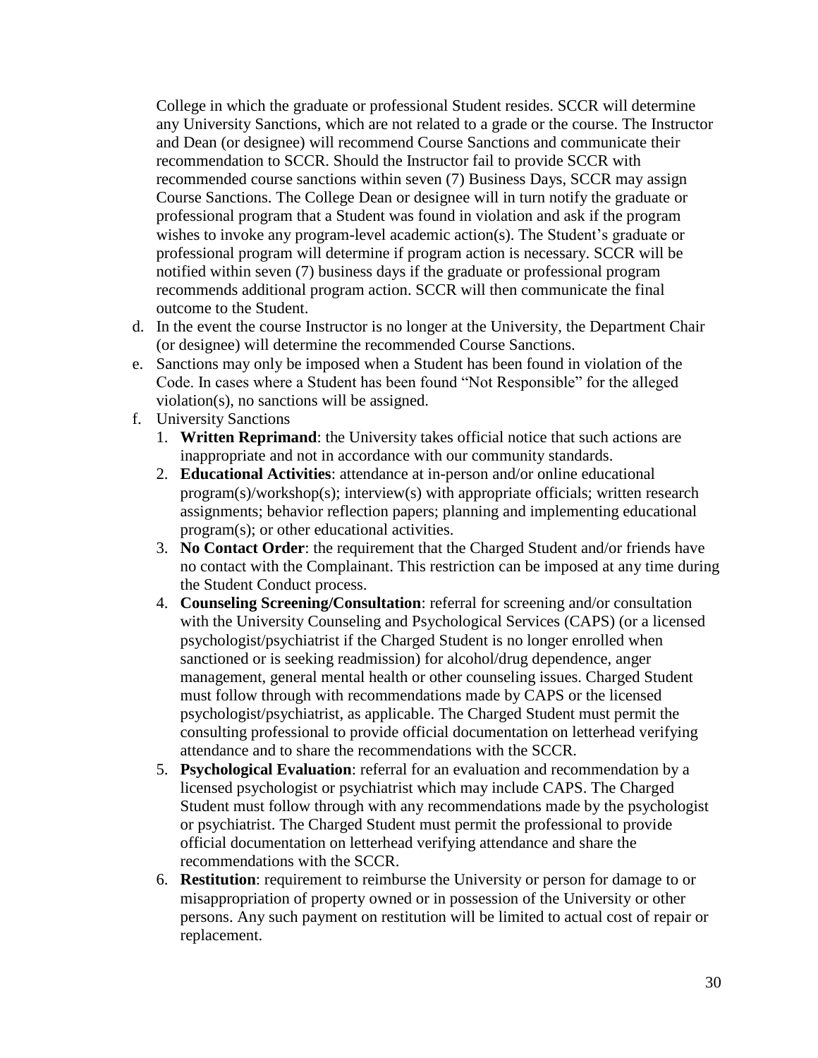College in which the graduate or professional Student resides. SCCR will determine any University Sanctions, which are not related to a grade or the course. The Instructor and Dean (or designee) will recommend Course Sanctions and communicate their recommendation to SCCR. Should the Instructor fail to provide SCCR with recommended course sanctions within seven (7) Business Days, SCCR may assign Course Sanctions. The College Dean or designee will in turn notify the graduate or professional program that a Student was found in violation and ask if the program wishes to invoke any program-level academic action(s). The Student's graduate or professional program will determine if program action is necessary. SCCR will be notified within seven (7) business days if the graduate or professional program recommends additional program action. SCCR will then communicate the final outcome to the Student.

d. In the event the course Instructor is no longer at the University, the Department Chair (or designee) will determine the recommended Course Sanctions.
e. Sanctions may only be imposed when a Student has been found in violation of the Code. In cases where a Student has been found "Not Responsible" for the alleged violation(s), no sanctions will be assigned.
f. University Sanctions
   1. **Written Reprimand**: the University takes official notice that such actions are inappropriate and not in accordance with our community standards.
   2. **Educational Activities**: attendance at in-person and/or online educational program(s)/workshop(s); interview(s) with appropriate officials; written research assignments; behavior reflection papers; planning and implementing educational program(s); or other educational activities.
   3. **No Contact Order**: the requirement that the Charged Student and/or friends have no contact with the Complainant. This restriction can be imposed at any time during the Student Conduct process.
   4. **Counseling Screening/Consultation**: referral for screening and/or consultation with the University Counseling and Psychological Services (CAPS) (or a licensed psychologist/psychiatrist if the Charged Student is no longer enrolled when sanctioned or is seeking readmission) for alcohol/drug dependence, anger management, general mental health or other counseling issues. Charged Student must follow through with recommendations made by CAPS or the licensed psychologist/psychiatrist, as applicable. The Charged Student must permit the consulting professional to provide official documentation on letterhead verifying attendance and to share the recommendations with the SCCR.
   5. **Psychological Evaluation**: referral for an evaluation and recommendation by a licensed psychologist or psychiatrist which may include CAPS. The Charged Student must follow through with any recommendations made by the psychologist or psychiatrist. The Charged Student must permit the professional to provide official documentation on letterhead verifying attendance and share the recommendations with the SCCR.
   6. **Restitution**: requirement to reimburse the University or person for damage to or misappropriation of property owned or in possession of the University or other persons. Any such payment on restitution will be limited to actual cost of repair or replacement.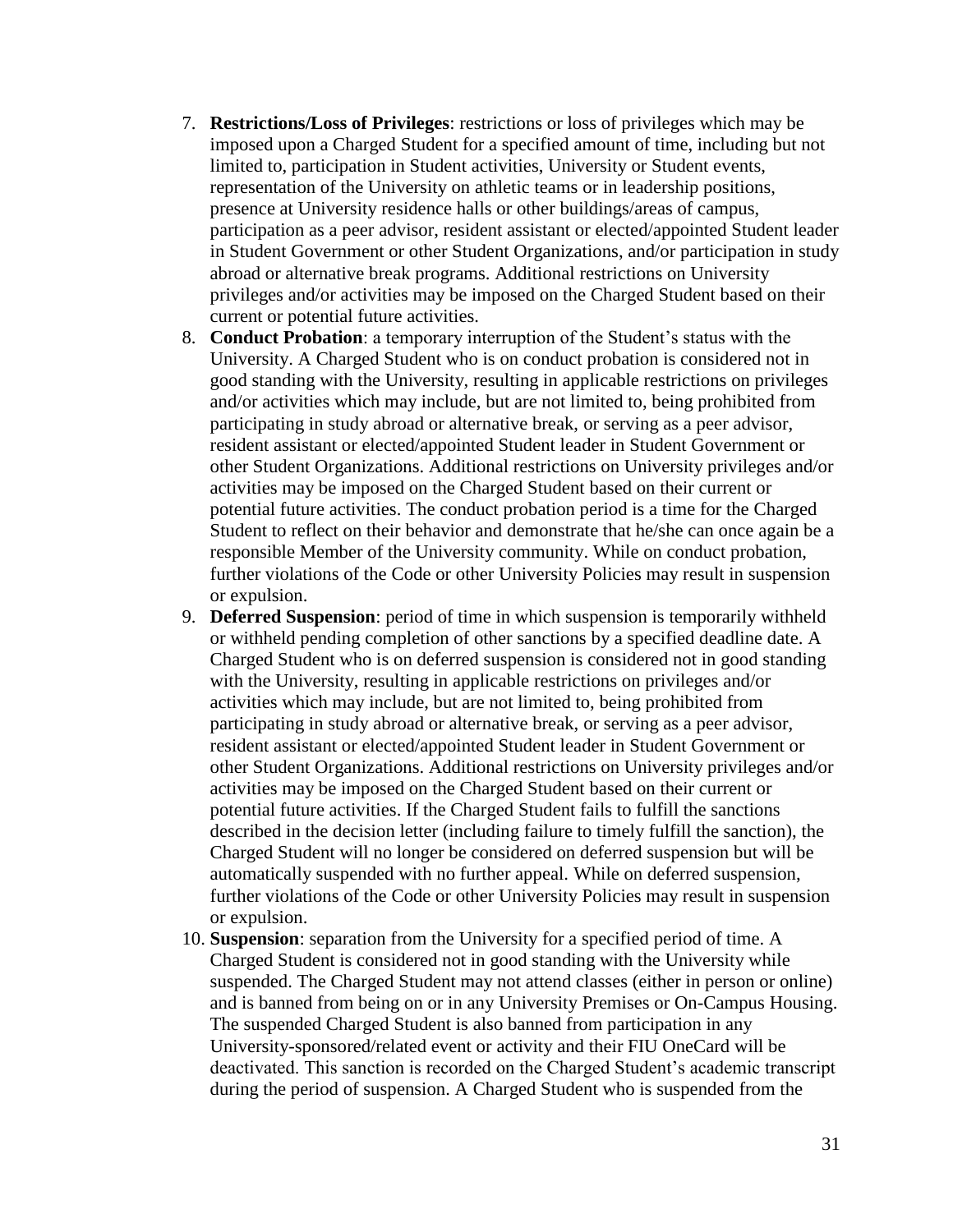7. **Restrictions/Loss of Privileges**: restrictions or loss of privileges which may be imposed upon a Charged Student for a specified amount of time, including but not limited to, participation in Student activities, University or Student events, representation of the University on athletic teams or in leadership positions, presence at University residence halls or other buildings/areas of campus, participation as a peer advisor, resident assistant or elected/appointed Student leader in Student Government or other Student Organizations, and/or participation in study abroad or alternative break programs. Additional restrictions on University privileges and/or activities may be imposed on the Charged Student based on their current or potential future activities.
8. **Conduct Probation**: a temporary interruption of the Student's status with the University. A Charged Student who is on conduct probation is considered not in good standing with the University, resulting in applicable restrictions on privileges and/or activities which may include, but are not limited to, being prohibited from participating in study abroad or alternative break, or serving as a peer advisor, resident assistant or elected/appointed Student leader in Student Government or other Student Organizations. Additional restrictions on University privileges and/or activities may be imposed on the Charged Student based on their current or potential future activities. The conduct probation period is a time for the Charged Student to reflect on their behavior and demonstrate that he/she can once again be a responsible Member of the University community. While on conduct probation, further violations of the Code or other University Policies may result in suspension or expulsion.
9. **Deferred Suspension**: period of time in which suspension is temporarily withheld or withheld pending completion of other sanctions by a specified deadline date. A Charged Student who is on deferred suspension is considered not in good standing with the University, resulting in applicable restrictions on privileges and/or activities which may include, but are not limited to, being prohibited from participating in study abroad or alternative break, or serving as a peer advisor, resident assistant or elected/appointed Student leader in Student Government or other Student Organizations. Additional restrictions on University privileges and/or activities may be imposed on the Charged Student based on their current or potential future activities. If the Charged Student fails to fulfill the sanctions described in the decision letter (including failure to timely fulfill the sanction), the Charged Student will no longer be considered on deferred suspension but will be automatically suspended with no further appeal. While on deferred suspension, further violations of the Code or other University Policies may result in suspension or expulsion.
10. **Suspension**: separation from the University for a specified period of time. A Charged Student is considered not in good standing with the University while suspended. The Charged Student may not attend classes (either in person or online) and is banned from being on or in any University Premises or On-Campus Housing. The suspended Charged Student is also banned from participation in any University-sponsored/related event or activity and their FIU OneCard will be deactivated. This sanction is recorded on the Charged Student's academic transcript during the period of suspension. A Charged Student who is suspended from the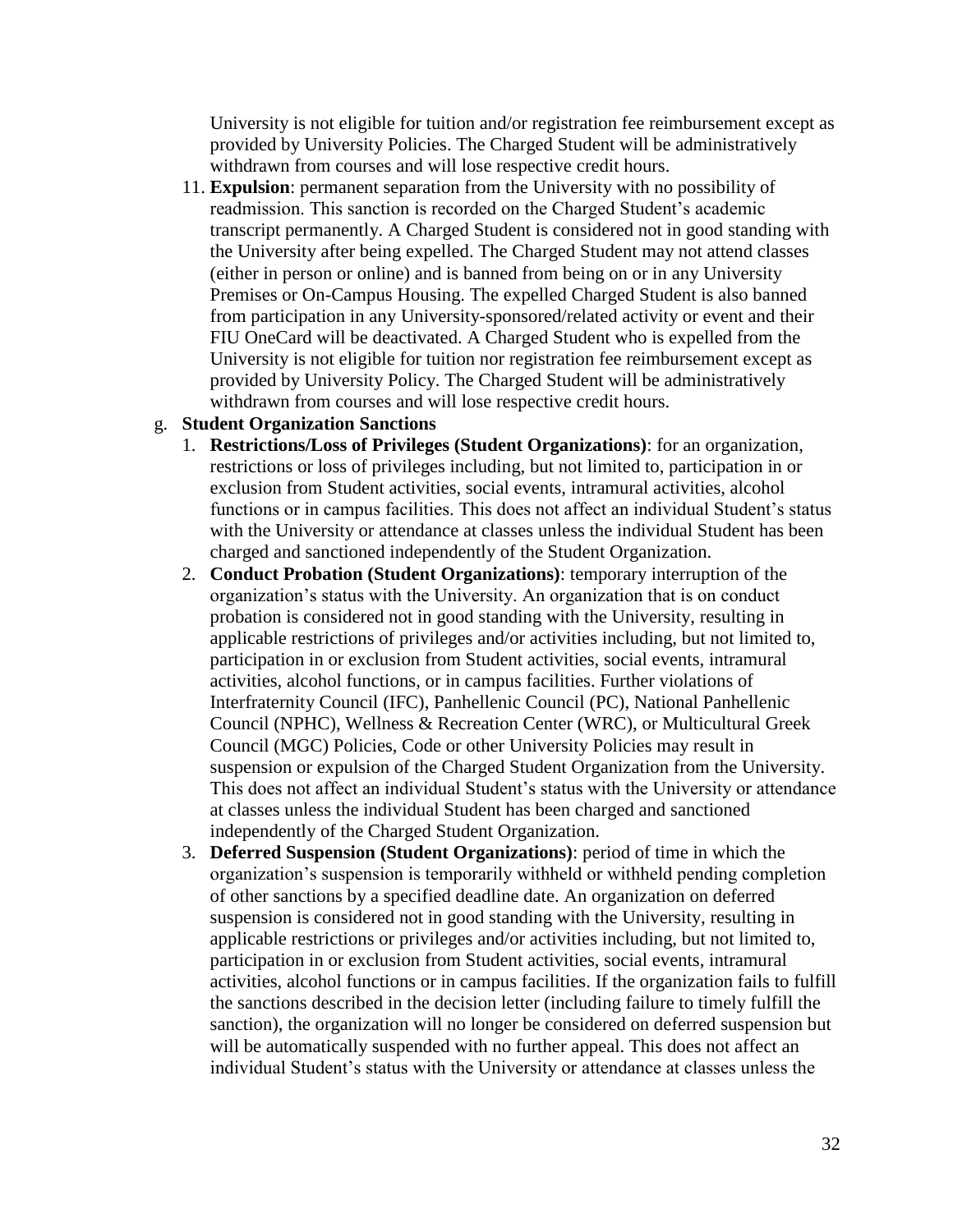University is not eligible for tuition and/or registration fee reimbursement except as provided by University Policies. The Charged Student will be administratively withdrawn from courses and will lose respective credit hours.

11. **Expulsion**: permanent separation from the University with no possibility of readmission. This sanction is recorded on the Charged Student's academic transcript permanently. A Charged Student is considered not in good standing with the University after being expelled. The Charged Student may not attend classes (either in person or online) and is banned from being on or in any University Premises or On-Campus Housing. The expelled Charged Student is also banned from participation in any University-sponsored/related activity or event and their FIU OneCard will be deactivated. A Charged Student who is expelled from the University is not eligible for tuition nor registration fee reimbursement except as provided by University Policy. The Charged Student will be administratively withdrawn from courses and will lose respective credit hours.

g. **Student Organization Sanctions**

1. **Restrictions/Loss of Privileges (Student Organizations)**: for an organization, restrictions or loss of privileges including, but not limited to, participation in or exclusion from Student activities, social events, intramural activities, alcohol functions or in campus facilities. This does not affect an individual Student's status with the University or attendance at classes unless the individual Student has been charged and sanctioned independently of the Student Organization.
2. **Conduct Probation (Student Organizations)**: temporary interruption of the organization's status with the University. An organization that is on conduct probation is considered not in good standing with the University, resulting in applicable restrictions of privileges and/or activities including, but not limited to, participation in or exclusion from Student activities, social events, intramural activities, alcohol functions, or in campus facilities. Further violations of Interfraternity Council (IFC), Panhellenic Council (PC), National Panhellenic Council (NPHC), Wellness & Recreation Center (WRC), or Multicultural Greek Council (MGC) Policies, Code or other University Policies may result in suspension or expulsion of the Charged Student Organization from the University. This does not affect an individual Student's status with the University or attendance at classes unless the individual Student has been charged and sanctioned independently of the Charged Student Organization.
3. **Deferred Suspension (Student Organizations)**: period of time in which the organization's suspension is temporarily withheld or withheld pending completion of other sanctions by a specified deadline date. An organization on deferred suspension is considered not in good standing with the University, resulting in applicable restrictions or privileges and/or activities including, but not limited to, participation in or exclusion from Student activities, social events, intramural activities, alcohol functions or in campus facilities. If the organization fails to fulfill the sanctions described in the decision letter (including failure to timely fulfill the sanction), the organization will no longer be considered on deferred suspension but will be automatically suspended with no further appeal. This does not affect an individual Student's status with the University or attendance at classes unless the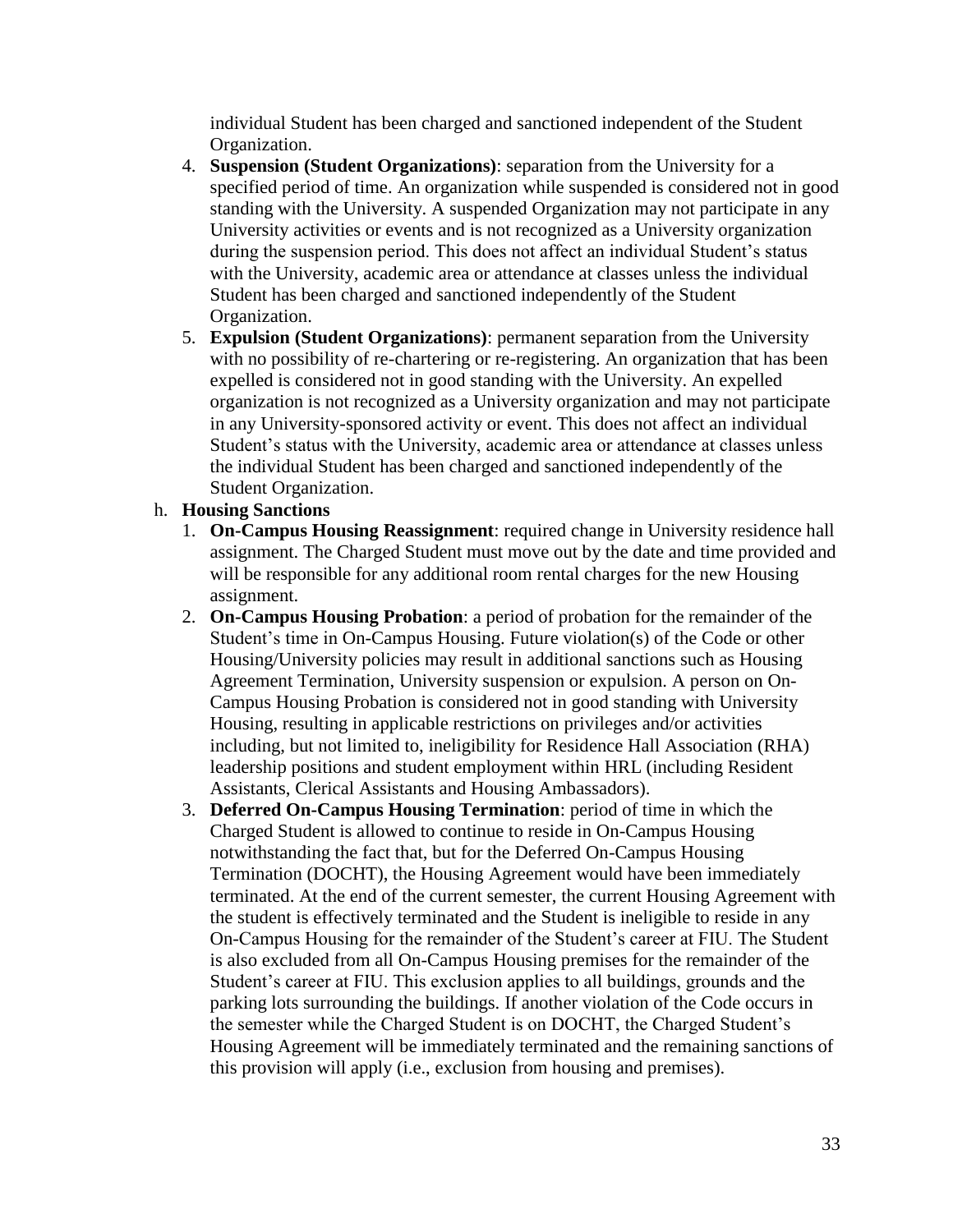individual Student has been charged and sanctioned independent of the Student Organization.

4. **Suspension (Student Organizations)**: separation from the University for a specified period of time. An organization while suspended is considered not in good standing with the University. A suspended Organization may not participate in any University activities or events and is not recognized as a University organization during the suspension period. This does not affect an individual Student's status with the University, academic area or attendance at classes unless the individual Student has been charged and sanctioned independently of the Student Organization.
5. **Expulsion (Student Organizations)**: permanent separation from the University with no possibility of re-chartering or re-registering. An organization that has been expelled is considered not in good standing with the University. An expelled organization is not recognized as a University organization and may not participate in any University-sponsored activity or event. This does not affect an individual Student's status with the University, academic area or attendance at classes unless the individual Student has been charged and sanctioned independently of the Student Organization.

h. **Housing Sanctions**

1. **On-Campus Housing Reassignment**: required change in University residence hall assignment. The Charged Student must move out by the date and time provided and will be responsible for any additional room rental charges for the new Housing assignment.
2. **On-Campus Housing Probation**: a period of probation for the remainder of the Student's time in On-Campus Housing. Future violation(s) of the Code or other Housing/University policies may result in additional sanctions such as Housing Agreement Termination, University suspension or expulsion. A person on On-Campus Housing Probation is considered not in good standing with University Housing, resulting in applicable restrictions on privileges and/or activities including, but not limited to, ineligibility for Residence Hall Association (RHA) leadership positions and student employment within HRL (including Resident Assistants, Clerical Assistants and Housing Ambassadors).
3. **Deferred On-Campus Housing Termination**: period of time in which the Charged Student is allowed to continue to reside in On-Campus Housing notwithstanding the fact that, but for the Deferred On-Campus Housing Termination (DOCHT), the Housing Agreement would have been immediately terminated. At the end of the current semester, the current Housing Agreement with the student is effectively terminated and the Student is ineligible to reside in any On-Campus Housing for the remainder of the Student's career at FIU. The Student is also excluded from all On-Campus Housing premises for the remainder of the Student's career at FIU. This exclusion applies to all buildings, grounds and the parking lots surrounding the buildings. If another violation of the Code occurs in the semester while the Charged Student is on DOCHT, the Charged Student's Housing Agreement will be immediately terminated and the remaining sanctions of this provision will apply (i.e., exclusion from housing and premises).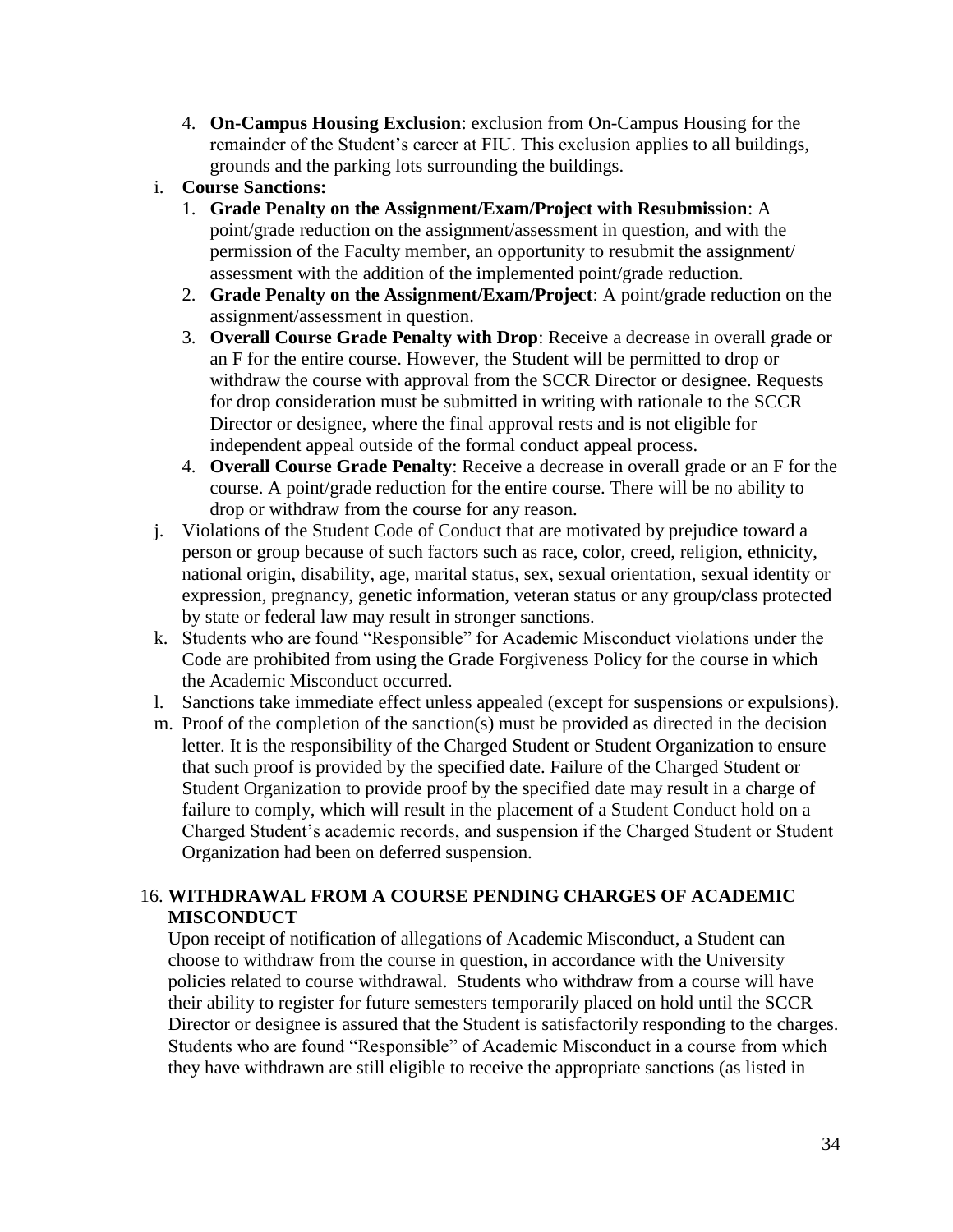4. **On-Campus Housing Exclusion**: exclusion from On-Campus Housing for the remainder of the Student's career at FIU. This exclusion applies to all buildings, grounds and the parking lots surrounding the buildings.

i. **Course Sanctions:**
   1. **Grade Penalty on the Assignment/Exam/Project with Resubmission**: A point/grade reduction on the assignment/assessment in question, and with the permission of the Faculty member, an opportunity to resubmit the assignment/ assessment with the addition of the implemented point/grade reduction.
   2. **Grade Penalty on the Assignment/Exam/Project**: A point/grade reduction on the assignment/assessment in question.
   3. **Overall Course Grade Penalty with Drop**: Receive a decrease in overall grade or an F for the entire course. However, the Student will be permitted to drop or withdraw the course with approval from the SCCR Director or designee. Requests for drop consideration must be submitted in writing with rationale to the SCCR Director or designee, where the final approval rests and is not eligible for independent appeal outside of the formal conduct appeal process.
   4. **Overall Course Grade Penalty**: Receive a decrease in overall grade or an F for the course. A point/grade reduction for the entire course. There will be no ability to drop or withdraw from the course for any reason.

j. Violations of the Student Code of Conduct that are motivated by prejudice toward a person or group because of such factors such as race, color, creed, religion, ethnicity, national origin, disability, age, marital status, sex, sexual orientation, sexual identity or expression, pregnancy, genetic information, veteran status or any group/class protected by state or federal law may result in stronger sanctions.

k. Students who are found "Responsible" for Academic Misconduct violations under the Code are prohibited from using the Grade Forgiveness Policy for the course in which the Academic Misconduct occurred.

l. Sanctions take immediate effect unless appealed (except for suspensions or expulsions).

m. Proof of the completion of the sanction(s) must be provided as directed in the decision letter. It is the responsibility of the Charged Student or Student Organization to ensure that such proof is provided by the specified date. Failure of the Charged Student or Student Organization to provide proof by the specified date may result in a charge of failure to comply, which will result in the placement of a Student Conduct hold on a Charged Student's academic records, and suspension if the Charged Student or Student Organization had been on deferred suspension.

16. **WITHDRAWAL FROM A COURSE PENDING CHARGES OF ACADEMIC MISCONDUCT**

Upon receipt of notification of allegations of Academic Misconduct, a Student can choose to withdraw from the course in question, in accordance with the University policies related to course withdrawal. Students who withdraw from a course will have their ability to register for future semesters temporarily placed on hold until the SCCR Director or designee is assured that the Student is satisfactorily responding to the charges. Students who are found "Responsible" of Academic Misconduct in a course from which they have withdrawn are still eligible to receive the appropriate sanctions (as listed in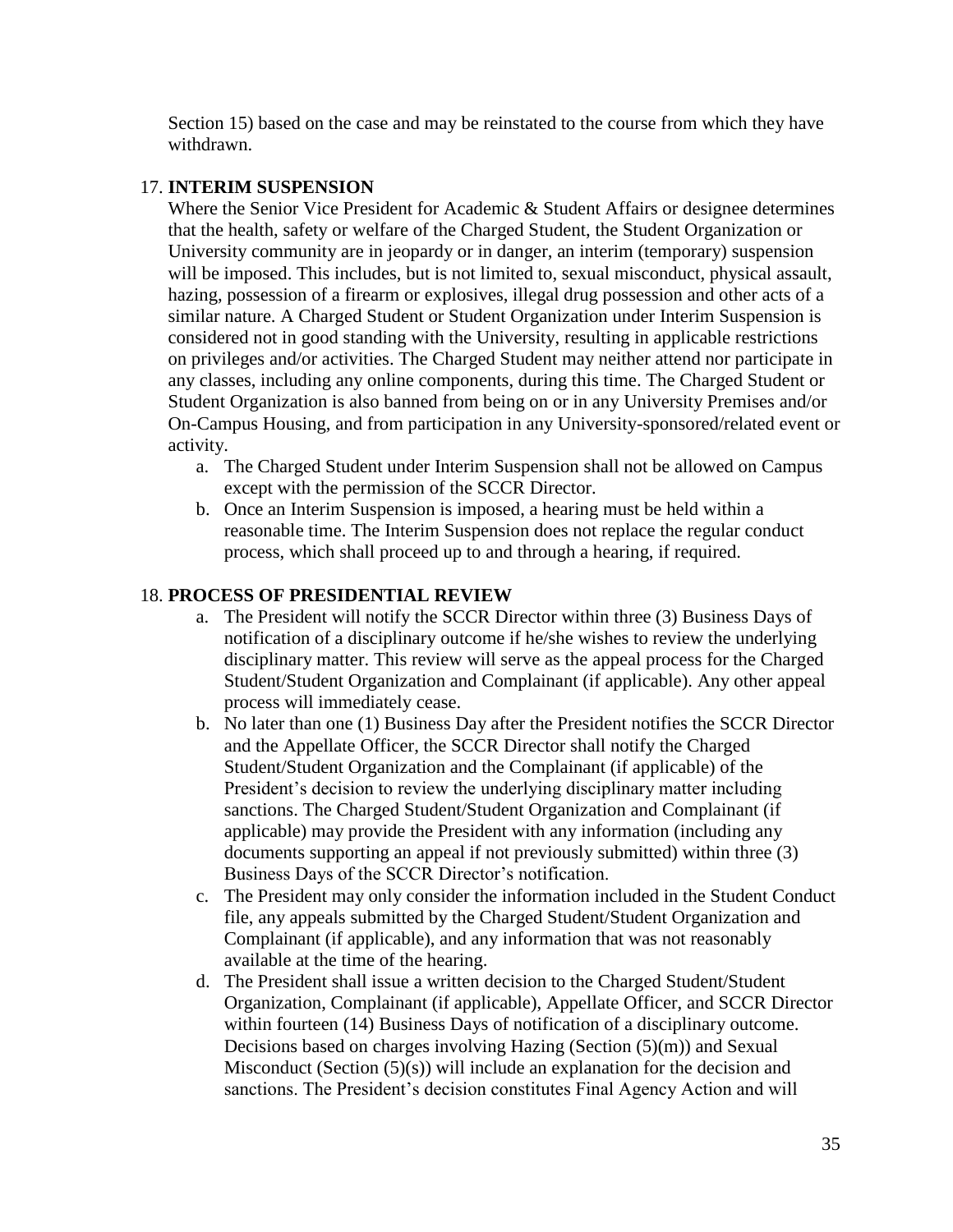Section 15) based on the case and may be reinstated to the course from which they have withdrawn.

17. **INTERIM SUSPENSION**

Where the Senior Vice President for Academic & Student Affairs or designee determines that the health, safety or welfare of the Charged Student, the Student Organization or University community are in jeopardy or in danger, an interim (temporary) suspension will be imposed. This includes, but is not limited to, sexual misconduct, physical assault, hazing, possession of a firearm or explosives, illegal drug possession and other acts of a similar nature. A Charged Student or Student Organization under Interim Suspension is considered not in good standing with the University, resulting in applicable restrictions on privileges and/or activities. The Charged Student may neither attend nor participate in any classes, including any online components, during this time. The Charged Student or Student Organization is also banned from being on or in any University Premises and/or On-Campus Housing, and from participation in any University-sponsored/related event or activity.

   a. The Charged Student under Interim Suspension shall not be allowed on Campus except with the permission of the SCCR Director.
   b. Once an Interim Suspension is imposed, a hearing must be held within a reasonable time. The Interim Suspension does not replace the regular conduct process, which shall proceed up to and through a hearing, if required.

18. **PROCESS OF PRESIDENTIAL REVIEW**

   a. The President will notify the SCCR Director within three (3) Business Days of notification of a disciplinary outcome if he/she wishes to review the underlying disciplinary matter. This review will serve as the appeal process for the Charged Student/Student Organization and Complainant (if applicable). Any other appeal process will immediately cease.
   b. No later than one (1) Business Day after the President notifies the SCCR Director and the Appellate Officer, the SCCR Director shall notify the Charged Student/Student Organization and the Complainant (if applicable) of the President's decision to review the underlying disciplinary matter including sanctions. The Charged Student/Student Organization and Complainant (if applicable) may provide the President with any information (including any documents supporting an appeal if not previously submitted) within three (3) Business Days of the SCCR Director's notification.
   c. The President may only consider the information included in the Student Conduct file, any appeals submitted by the Charged Student/Student Organization and Complainant (if applicable), and any information that was not reasonably available at the time of the hearing.
   d. The President shall issue a written decision to the Charged Student/Student Organization, Complainant (if applicable), Appellate Officer, and SCCR Director within fourteen (14) Business Days of notification of a disciplinary outcome. Decisions based on charges involving Hazing (Section (5)(m)) and Sexual Misconduct (Section (5)(s)) will include an explanation for the decision and sanctions. The President's decision constitutes Final Agency Action and will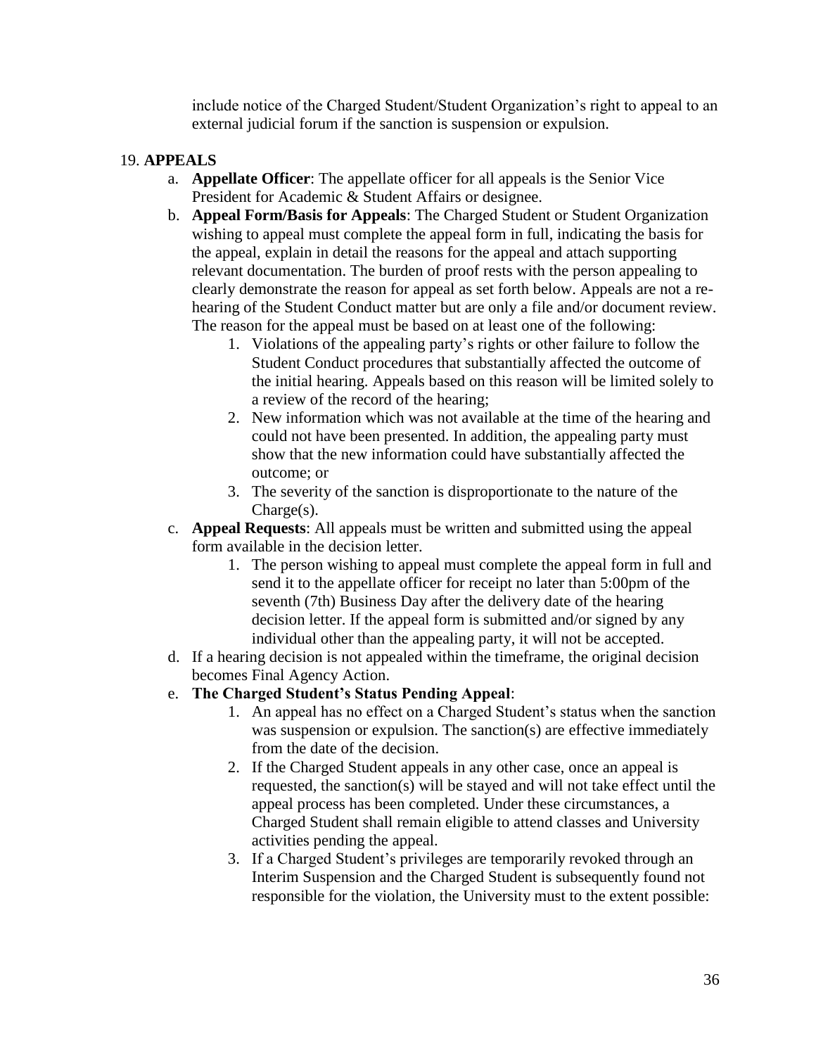include notice of the Charged Student/Student Organization's right to appeal to an external judicial forum if the sanction is suspension or expulsion.

19. **APPEALS**

a. **Appellate Officer**: The appellate officer for all appeals is the Senior Vice President for Academic & Student Affairs or designee.

b. **Appeal Form/Basis for Appeals**: The Charged Student or Student Organization wishing to appeal must complete the appeal form in full, indicating the basis for the appeal, explain in detail the reasons for the appeal and attach supporting relevant documentation. The burden of proof rests with the person appealing to clearly demonstrate the reason for appeal as set forth below. Appeals are not a re-hearing of the Student Conduct matter but are only a file and/or document review. The reason for the appeal must be based on at least one of the following:

   1. Violations of the appealing party's rights or other failure to follow the Student Conduct procedures that substantially affected the outcome of the initial hearing. Appeals based on this reason will be limited solely to a review of the record of the hearing;
   2. New information which was not available at the time of the hearing and could not have been presented. In addition, the appealing party must show that the new information could have substantially affected the outcome; or
   3. The severity of the sanction is disproportionate to the nature of the Charge(s).

c. **Appeal Requests**: All appeals must be written and submitted using the appeal form available in the decision letter.

   1. The person wishing to appeal must complete the appeal form in full and send it to the appellate officer for receipt no later than 5:00pm of the seventh (7th) Business Day after the delivery date of the hearing decision letter. If the appeal form is submitted and/or signed by any individual other than the appealing party, it will not be accepted.

d. If a hearing decision is not appealed within the timeframe, the original decision becomes Final Agency Action.

e. **The Charged Student's Status Pending Appeal**:

   1. An appeal has no effect on a Charged Student's status when the sanction was suspension or expulsion. The sanction(s) are effective immediately from the date of the decision.
   2. If the Charged Student appeals in any other case, once an appeal is requested, the sanction(s) will be stayed and will not take effect until the appeal process has been completed. Under these circumstances, a Charged Student shall remain eligible to attend classes and University activities pending the appeal.
   3. If a Charged Student's privileges are temporarily revoked through an Interim Suspension and the Charged Student is subsequently found not responsible for the violation, the University must to the extent possible: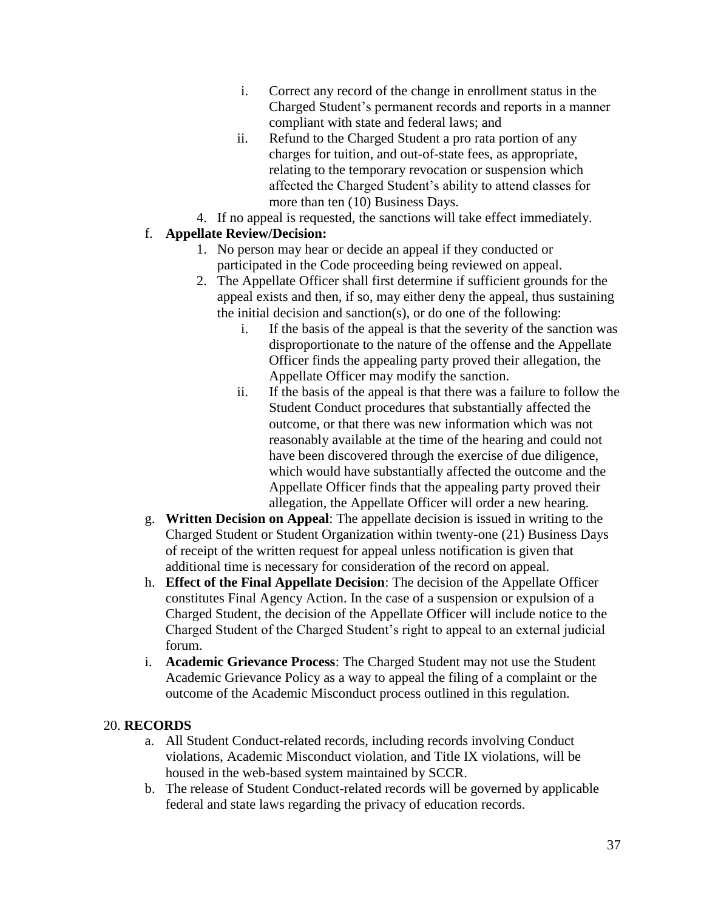i. Correct any record of the change in enrollment status in the Charged Student's permanent records and reports in a manner compliant with state and federal laws; and
    ii. Refund to the Charged Student a pro rata portion of any charges for tuition, and out-of-state fees, as appropriate, relating to the temporary revocation or suspension which affected the Charged Student's ability to attend classes for more than ten (10) Business Days.
  4. If no appeal is requested, the sanctions will take effect immediately.

f. **Appellate Review/Decision:**
  1. No person may hear or decide an appeal if they conducted or participated in the Code proceeding being reviewed on appeal.
  2. The Appellate Officer shall first determine if sufficient grounds for the appeal exists and then, if so, may either deny the appeal, thus sustaining the initial decision and sanction(s), or do one of the following:
    i. If the basis of the appeal is that the severity of the sanction was disproportionate to the nature of the offense and the Appellate Officer finds the appealing party proved their allegation, the Appellate Officer may modify the sanction.
    ii. If the basis of the appeal is that there was a failure to follow the Student Conduct procedures that substantially affected the outcome, or that there was new information which was not reasonably available at the time of the hearing and could not have been discovered through the exercise of due diligence, which would have substantially affected the outcome and the Appellate Officer finds that the appealing party proved their allegation, the Appellate Officer will order a new hearing.

g. **Written Decision on Appeal**: The appellate decision is issued in writing to the Charged Student or Student Organization within twenty-one (21) Business Days of receipt of the written request for appeal unless notification is given that additional time is necessary for consideration of the record on appeal.

h. **Effect of the Final Appellate Decision**: The decision of the Appellate Officer constitutes Final Agency Action. In the case of a suspension or expulsion of a Charged Student, the decision of the Appellate Officer will include notice to the Charged Student of the Charged Student's right to appeal to an external judicial forum.

i. **Academic Grievance Process**: The Charged Student may not use the Student Academic Grievance Policy as a way to appeal the filing of a complaint or the outcome of the Academic Misconduct process outlined in this regulation.

20. **RECORDS**

a. All Student Conduct-related records, including records involving Conduct violations, Academic Misconduct violation, and Title IX violations, will be housed in the web-based system maintained by SCCR.

b. The release of Student Conduct-related records will be governed by applicable federal and state laws regarding the privacy of education records.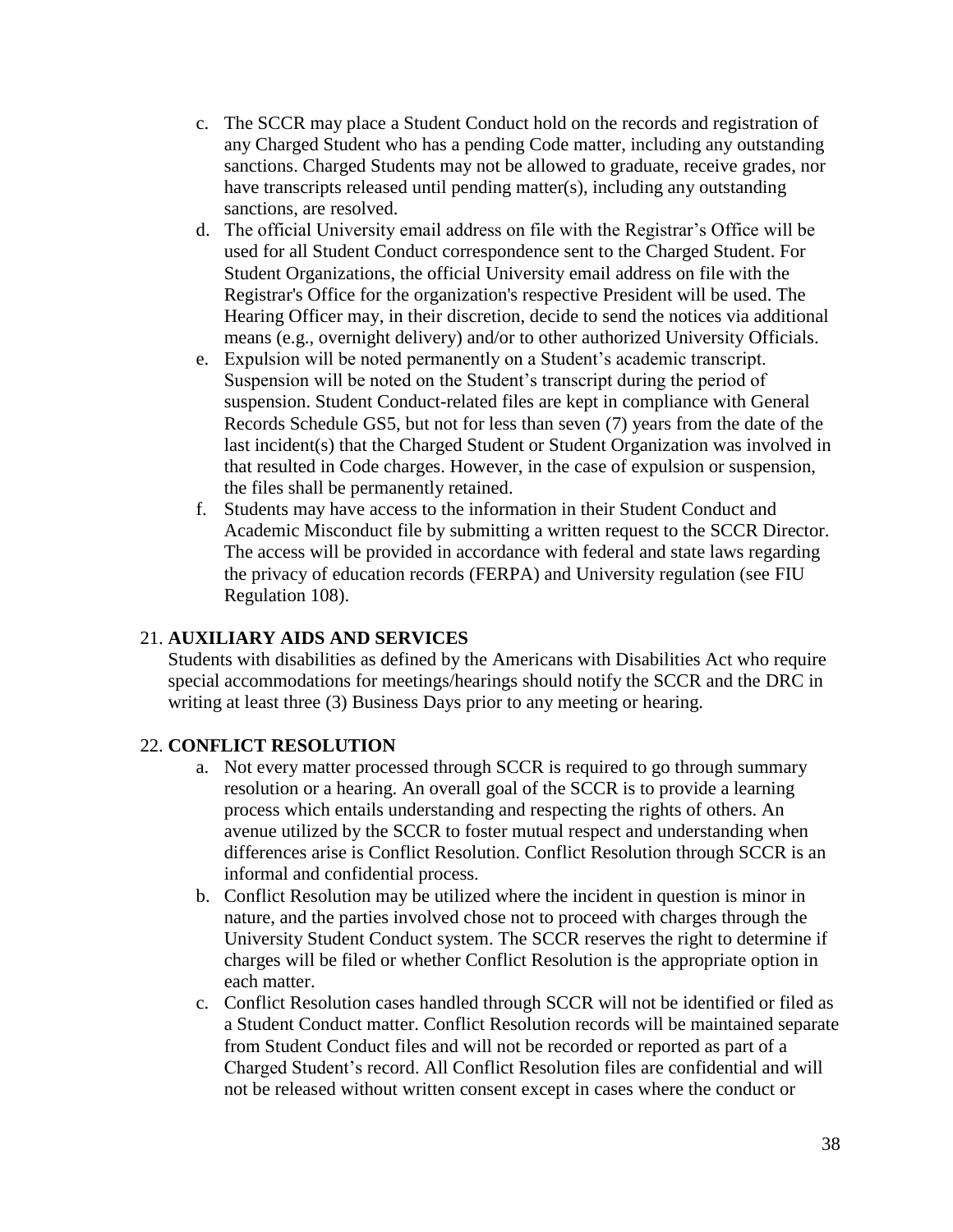c. The SCCR may place a Student Conduct hold on the records and registration of any Charged Student who has a pending Code matter, including any outstanding sanctions. Charged Students may not be allowed to graduate, receive grades, nor have transcripts released until pending matter(s), including any outstanding sanctions, are resolved.
d. The official University email address on file with the Registrar's Office will be used for all Student Conduct correspondence sent to the Charged Student. For Student Organizations, the official University email address on file with the Registrar's Office for the organization's respective President will be used. The Hearing Officer may, in their discretion, decide to send the notices via additional means (e.g., overnight delivery) and/or to other authorized University Officials.
e. Expulsion will be noted permanently on a Student's academic transcript. Suspension will be noted on the Student's transcript during the period of suspension. Student Conduct-related files are kept in compliance with General Records Schedule GS5, but not for less than seven (7) years from the date of the last incident(s) that the Charged Student or Student Organization was involved in that resulted in Code charges. However, in the case of expulsion or suspension, the files shall be permanently retained.
f. Students may have access to the information in their Student Conduct and Academic Misconduct file by submitting a written request to the SCCR Director. The access will be provided in accordance with federal and state laws regarding the privacy of education records (FERPA) and University regulation (see FIU Regulation 108).

## 21. AUXILIARY AIDS AND SERVICES

Students with disabilities as defined by the Americans with Disabilities Act who require special accommodations for meetings/hearings should notify the SCCR and the DRC in writing at least three (3) Business Days prior to any meeting or hearing.

## 22. CONFLICT RESOLUTION

a. Not every matter processed through SCCR is required to go through summary resolution or a hearing. An overall goal of the SCCR is to provide a learning process which entails understanding and respecting the rights of others. An avenue utilized by the SCCR to foster mutual respect and understanding when differences arise is Conflict Resolution. Conflict Resolution through SCCR is an informal and confidential process.
b. Conflict Resolution may be utilized where the incident in question is minor in nature, and the parties involved chose not to proceed with charges through the University Student Conduct system. The SCCR reserves the right to determine if charges will be filed or whether Conflict Resolution is the appropriate option in each matter.
c. Conflict Resolution cases handled through SCCR will not be identified or filed as a Student Conduct matter. Conflict Resolution records will be maintained separate from Student Conduct files and will not be recorded or reported as part of a Charged Student's record. All Conflict Resolution files are confidential and will not be released without written consent except in cases where the conduct or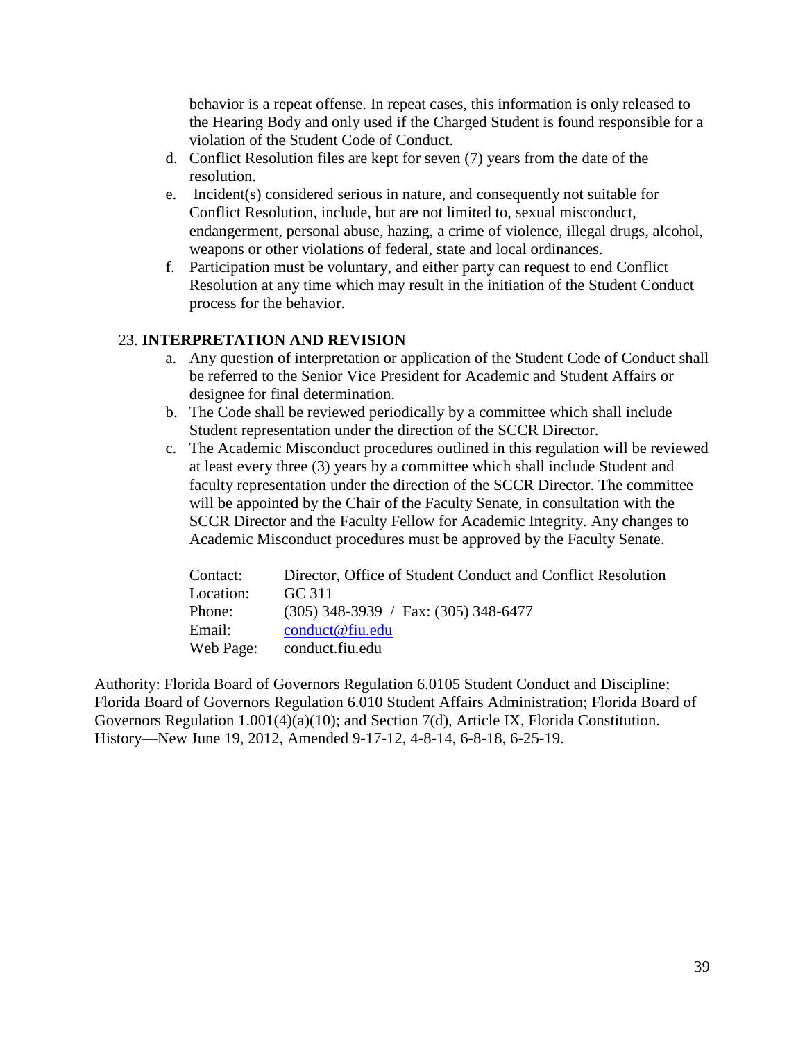behavior is a repeat offense. In repeat cases, this information is only released to the Hearing Body and only used if the Charged Student is found responsible for a violation of the Student Code of Conduct.

d. Conflict Resolution files are kept for seven (7) years from the date of the resolution.
e. Incident(s) considered serious in nature, and consequently not suitable for Conflict Resolution, include, but are not limited to, sexual misconduct, endangerment, personal abuse, hazing, a crime of violence, illegal drugs, alcohol, weapons or other violations of federal, state and local ordinances.
f. Participation must be voluntary, and either party can request to end Conflict Resolution at any time which may result in the initiation of the Student Conduct process for the behavior.

## 23. **INTERPRETATION AND REVISION**

a. Any question of interpretation or application of the Student Code of Conduct shall be referred to the Senior Vice President for Academic and Student Affairs or designee for final determination.
b. The Code shall be reviewed periodically by a committee which shall include Student representation under the direction of the SCCR Director.
c. The Academic Misconduct procedures outlined in this regulation will be reviewed at least every three (3) years by a committee which shall include Student and faculty representation under the direction of the SCCR Director. The committee will be appointed by the Chair of the Faculty Senate, in consultation with the SCCR Director and the Faculty Fellow for Academic Integrity. Any changes to Academic Misconduct procedures must be approved by the Faculty Senate.

| | |
|---|---|
| Contact: | Director, Office of Student Conduct and Conflict Resolution |
| Location: | GC 311 |
| Phone: | (305) 348-3939 / Fax: (305) 348-6477 |
| Email: | conduct@fiu.edu |
| Web Page: | conduct.fiu.edu |

Authority: Florida Board of Governors Regulation 6.0105 Student Conduct and Discipline; Florida Board of Governors Regulation 6.010 Student Affairs Administration; Florida Board of Governors Regulation 1.001(4)(a)(10); and Section 7(d), Article IX, Florida Constitution. History—New June 19, 2012, Amended 9-17-12, 4-8-14, 6-8-18, 6-25-19.